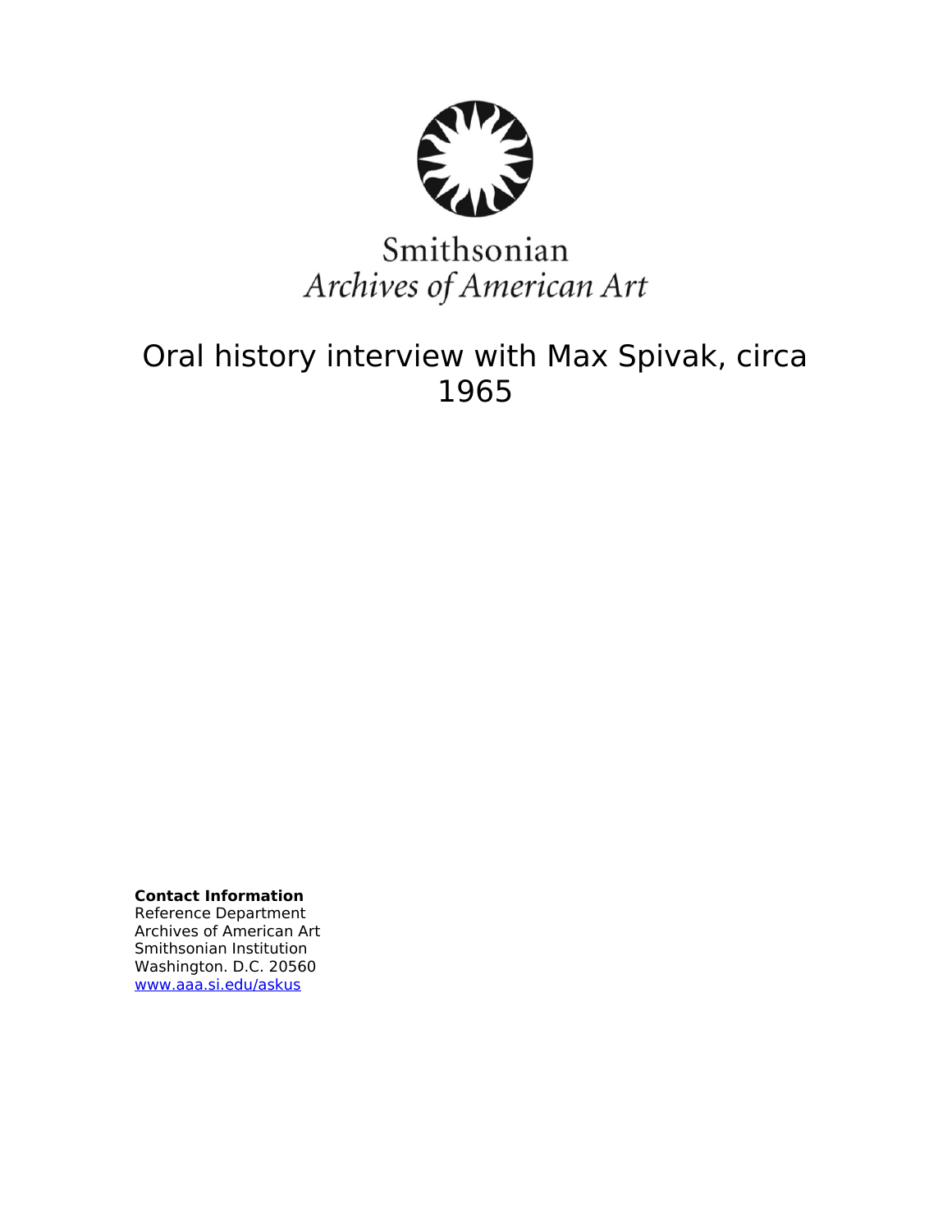Smithsonian
*Archives of American Art*

# Oral history interview with Max Spivak, circa 1965

**Contact Information**
Reference Department
Archives of American Art
Smithsonian Institution
Washington. D.C. 20560
www.aaa.si.edu/askus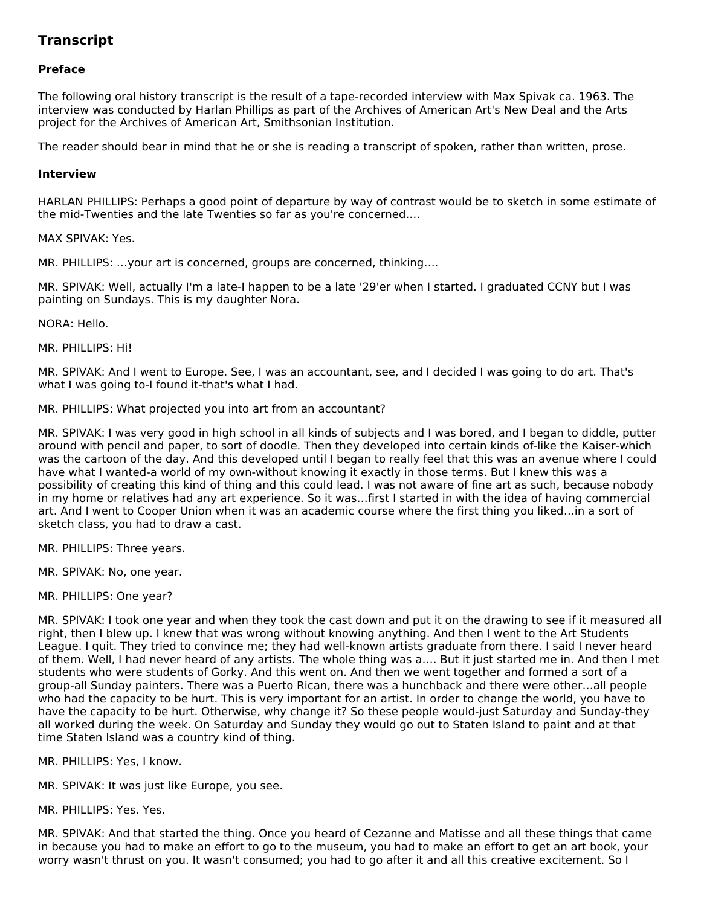## Transcript

### Preface

The following oral history transcript is the result of a tape-recorded interview with Max Spivak ca. 1963. The interview was conducted by Harlan Phillips as part of the Archives of American Art's New Deal and the Arts project for the Archives of American Art, Smithsonian Institution.

The reader should bear in mind that he or she is reading a transcript of spoken, rather than written, prose.

### Interview

HARLAN PHILLIPS: Perhaps a good point of departure by way of contrast would be to sketch in some estimate of the mid-Twenties and the late Twenties so far as you're concerned….

MAX SPIVAK: Yes.

MR. PHILLIPS: …your art is concerned, groups are concerned, thinking….

MR. SPIVAK: Well, actually I'm a late-I happen to be a late '29'er when I started. I graduated CCNY but I was painting on Sundays. This is my daughter Nora.

NORA: Hello.

MR. PHILLIPS: Hi!

MR. SPIVAK: And I went to Europe. See, I was an accountant, see, and I decided I was going to do art. That's what I was going to-I found it-that's what I had.

MR. PHILLIPS: What projected you into art from an accountant?

MR. SPIVAK: I was very good in high school in all kinds of subjects and I was bored, and I began to diddle, putter around with pencil and paper, to sort of doodle. Then they developed into certain kinds of-like the Kaiser-which was the cartoon of the day. And this developed until I began to really feel that this was an avenue where I could have what I wanted-a world of my own-without knowing it exactly in those terms. But I knew this was a possibility of creating this kind of thing and this could lead. I was not aware of fine art as such, because nobody in my home or relatives had any art experience. So it was…first I started in with the idea of having commercial art. And I went to Cooper Union when it was an academic course where the first thing you liked…in a sort of sketch class, you had to draw a cast.

MR. PHILLIPS: Three years.

MR. SPIVAK: No, one year.

MR. PHILLIPS: One year?

MR. SPIVAK: I took one year and when they took the cast down and put it on the drawing to see if it measured all right, then I blew up. I knew that was wrong without knowing anything. And then I went to the Art Students League. I quit. They tried to convince me; they had well-known artists graduate from there. I said I never heard of them. Well, I had never heard of any artists. The whole thing was a…. But it just started me in. And then I met students who were students of Gorky. And this went on. And then we went together and formed a sort of a group-all Sunday painters. There was a Puerto Rican, there was a hunchback and there were other…all people who had the capacity to be hurt. This is very important for an artist. In order to change the world, you have to have the capacity to be hurt. Otherwise, why change it? So these people would-just Saturday and Sunday-they all worked during the week. On Saturday and Sunday they would go out to Staten Island to paint and at that time Staten Island was a country kind of thing.

MR. PHILLIPS: Yes, I know.

MR. SPIVAK: It was just like Europe, you see.

MR. PHILLIPS: Yes. Yes.

MR. SPIVAK: And that started the thing. Once you heard of Cezanne and Matisse and all these things that came in because you had to make an effort to go to the museum, you had to make an effort to get an art book, your worry wasn't thrust on you. It wasn't consumed; you had to go after it and all this creative excitement. So I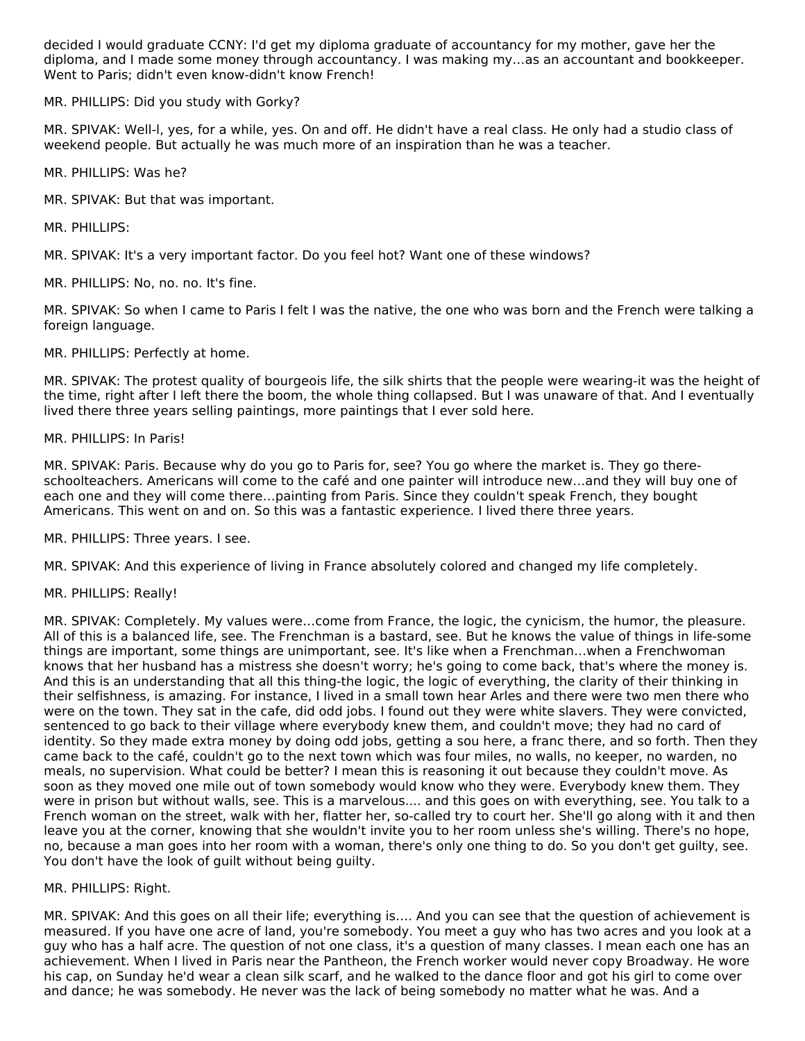decided I would graduate CCNY: I'd get my diploma graduate of accountancy for my mother, gave her the diploma, and I made some money through accountancy. I was making my…as an accountant and bookkeeper. Went to Paris; didn't even know-didn't know French!

MR. PHILLIPS: Did you study with Gorky?

MR. SPIVAK: Well-l, yes, for a while, yes. On and off. He didn't have a real class. He only had a studio class of weekend people. But actually he was much more of an inspiration than he was a teacher.

MR. PHILLIPS: Was he?

MR. SPIVAK: But that was important.

MR. PHILLIPS:

MR. SPIVAK: It's a very important factor. Do you feel hot? Want one of these windows?

MR. PHILLIPS: No, no. no. It's fine.

MR. SPIVAK: So when I came to Paris I felt I was the native, the one who was born and the French were talking a foreign language.

MR. PHILLIPS: Perfectly at home.

MR. SPIVAK: The protest quality of bourgeois life, the silk shirts that the people were wearing-it was the height of the time, right after I left there the boom, the whole thing collapsed. But I was unaware of that. And I eventually lived there three years selling paintings, more paintings that I ever sold here.

MR. PHILLIPS: In Paris!

MR. SPIVAK: Paris. Because why do you go to Paris for, see? You go where the market is. They go there-schoolteachers. Americans will come to the café and one painter will introduce new…and they will buy one of each one and they will come there…painting from Paris. Since they couldn't speak French, they bought Americans. This went on and on. So this was a fantastic experience. I lived there three years.

MR. PHILLIPS: Three years. I see.

MR. SPIVAK: And this experience of living in France absolutely colored and changed my life completely.

MR. PHILLIPS: Really!

MR. SPIVAK: Completely. My values were…come from France, the logic, the cynicism, the humor, the pleasure. All of this is a balanced life, see. The Frenchman is a bastard, see. But he knows the value of things in life-some things are important, some things are unimportant, see. It's like when a Frenchman…when a Frenchwoman knows that her husband has a mistress she doesn't worry; he's going to come back, that's where the money is. And this is an understanding that all this thing-the logic, the logic of everything, the clarity of their thinking in their selfishness, is amazing. For instance, I lived in a small town hear Arles and there were two men there who were on the town. They sat in the cafe, did odd jobs. I found out they were white slavers. They were convicted, sentenced to go back to their village where everybody knew them, and couldn't move; they had no card of identity. So they made extra money by doing odd jobs, getting a sou here, a franc there, and so forth. Then they came back to the café, couldn't go to the next town which was four miles, no walls, no keeper, no warden, no meals, no supervision. What could be better? I mean this is reasoning it out because they couldn't move. As soon as they moved one mile out of town somebody would know who they were. Everybody knew them. They were in prison but without walls, see. This is a marvelous…. and this goes on with everything, see. You talk to a French woman on the street, walk with her, flatter her, so-called try to court her. She'll go along with it and then leave you at the corner, knowing that she wouldn't invite you to her room unless she's willing. There's no hope, no, because a man goes into her room with a woman, there's only one thing to do. So you don't get guilty, see. You don't have the look of guilt without being guilty.

MR. PHILLIPS: Right.

MR. SPIVAK: And this goes on all their life; everything is…. And you can see that the question of achievement is measured. If you have one acre of land, you're somebody. You meet a guy who has two acres and you look at a guy who has a half acre. The question of not one class, it's a question of many classes. I mean each one has an achievement. When I lived in Paris near the Pantheon, the French worker would never copy Broadway. He wore his cap, on Sunday he'd wear a clean silk scarf, and he walked to the dance floor and got his girl to come over and dance; he was somebody. He never was the lack of being somebody no matter what he was. And a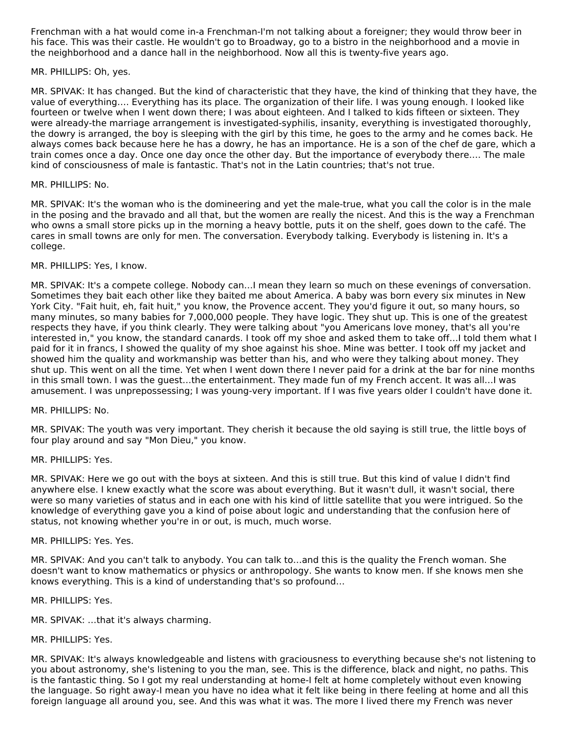Frenchman with a hat would come in-a Frenchman-I'm not talking about a foreigner; they would throw beer in his face. This was their castle. He wouldn't go to Broadway, go to a bistro in the neighborhood and a movie in the neighborhood and a dance hall in the neighborhood. Now all this is twenty-five years ago.

MR. PHILLIPS: Oh, yes.

MR. SPIVAK: It has changed. But the kind of characteristic that they have, the kind of thinking that they have, the value of everything…. Everything has its place. The organization of their life. I was young enough. I looked like fourteen or twelve when I went down there; I was about eighteen. And I talked to kids fifteen or sixteen. They were already-the marriage arrangement is investigated-syphilis, insanity, everything is investigated thoroughly, the dowry is arranged, the boy is sleeping with the girl by this time, he goes to the army and he comes back. He always comes back because here he has a dowry, he has an importance. He is a son of the chef de gare, which a train comes once a day. Once one day once the other day. But the importance of everybody there…. The male kind of consciousness of male is fantastic. That's not in the Latin countries; that's not true.

MR. PHILLIPS: No.

MR. SPIVAK: It's the woman who is the domineering and yet the male-true, what you call the color is in the male in the posing and the bravado and all that, but the women are really the nicest. And this is the way a Frenchman who owns a small store picks up in the morning a heavy bottle, puts it on the shelf, goes down to the café. The cares in small towns are only for men. The conversation. Everybody talking. Everybody is listening in. It's a college.

MR. PHILLIPS: Yes, I know.

MR. SPIVAK: It's a compete college. Nobody can…I mean they learn so much on these evenings of conversation. Sometimes they bait each other like they baited me about America. A baby was born every six minutes in New York City. "Fait huit, eh, fait huit," you know, the Provence accent. They you'd figure it out, so many hours, so many minutes, so many babies for 7,000,000 people. They have logic. They shut up. This is one of the greatest respects they have, if you think clearly. They were talking about "you Americans love money, that's all you're interested in," you know, the standard canards. I took off my shoe and asked them to take off…I told them what I paid for it in francs, I showed the quality of my shoe against his shoe. Mine was better. I took off my jacket and showed him the quality and workmanship was better than his, and who were they talking about money. They shut up. This went on all the time. Yet when I went down there I never paid for a drink at the bar for nine months in this small town. I was the guest…the entertainment. They made fun of my French accent. It was all…I was amusement. I was unprepossessing; I was young-very important. If I was five years older I couldn't have done it.

MR. PHILLIPS: No.

MR. SPIVAK: The youth was very important. They cherish it because the old saying is still true, the little boys of four play around and say "Mon Dieu," you know.

MR. PHILLIPS: Yes.

MR. SPIVAK: Here we go out with the boys at sixteen. And this is still true. But this kind of value I didn't find anywhere else. I knew exactly what the score was about everything. But it wasn't dull, it wasn't social, there were so many varieties of status and in each one with his kind of little satellite that you were intrigued. So the knowledge of everything gave you a kind of poise about logic and understanding that the confusion here of status, not knowing whether you're in or out, is much, much worse.

MR. PHILLIPS: Yes. Yes.

MR. SPIVAK: And you can't talk to anybody. You can talk to…and this is the quality the French woman. She doesn't want to know mathematics or physics or anthropology. She wants to know men. If she knows men she knows everything. This is a kind of understanding that's so profound…

MR. PHILLIPS: Yes.

MR. SPIVAK: …that it's always charming.

MR. PHILLIPS: Yes.

MR. SPIVAK: It's always knowledgeable and listens with graciousness to everything because she's not listening to you about astronomy, she's listening to you the man, see. This is the difference, black and night, no paths. This is the fantastic thing. So I got my real understanding at home-I felt at home completely without even knowing the language. So right away-I mean you have no idea what it felt like being in there feeling at home and all this foreign language all around you, see. And this was what it was. The more I lived there my French was never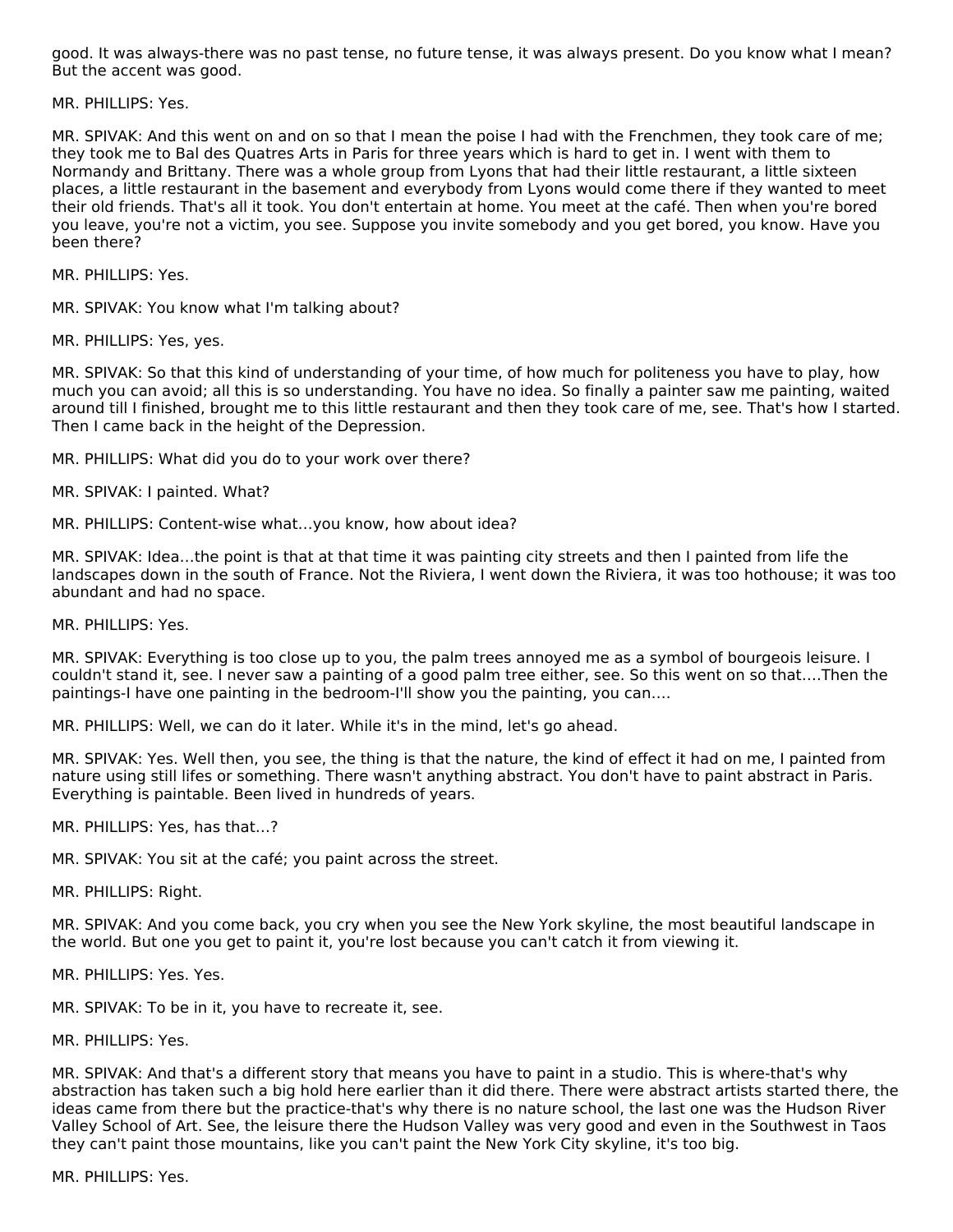good. It was always-there was no past tense, no future tense, it was always present. Do you know what I mean? But the accent was good.

MR. PHILLIPS: Yes.

MR. SPIVAK: And this went on and on so that I mean the poise I had with the Frenchmen, they took care of me; they took me to Bal des Quatres Arts in Paris for three years which is hard to get in. I went with them to Normandy and Brittany. There was a whole group from Lyons that had their little restaurant, a little sixteen places, a little restaurant in the basement and everybody from Lyons would come there if they wanted to meet their old friends. That's all it took. You don't entertain at home. You meet at the café. Then when you're bored you leave, you're not a victim, you see. Suppose you invite somebody and you get bored, you know. Have you been there?

MR. PHILLIPS: Yes.

MR. SPIVAK: You know what I'm talking about?

MR. PHILLIPS: Yes, yes.

MR. SPIVAK: So that this kind of understanding of your time, of how much for politeness you have to play, how much you can avoid; all this is so understanding. You have no idea. So finally a painter saw me painting, waited around till I finished, brought me to this little restaurant and then they took care of me, see. That's how I started. Then I came back in the height of the Depression.

MR. PHILLIPS: What did you do to your work over there?

MR. SPIVAK: I painted. What?

MR. PHILLIPS: Content-wise what...you know, how about idea?

MR. SPIVAK: Idea...the point is that at that time it was painting city streets and then I painted from life the landscapes down in the south of France. Not the Riviera, I went down the Riviera, it was too hothouse; it was too abundant and had no space.

MR. PHILLIPS: Yes.

MR. SPIVAK: Everything is too close up to you, the palm trees annoyed me as a symbol of bourgeois leisure. I couldn't stand it, see. I never saw a painting of a good palm tree either, see. So this went on so that....Then the paintings-I have one painting in the bedroom-I'll show you the painting, you can....

MR. PHILLIPS: Well, we can do it later. While it's in the mind, let's go ahead.

MR. SPIVAK: Yes. Well then, you see, the thing is that the nature, the kind of effect it had on me, I painted from nature using still lifes or something. There wasn't anything abstract. You don't have to paint abstract in Paris. Everything is paintable. Been lived in hundreds of years.

MR. PHILLIPS: Yes, has that...?

MR. SPIVAK: You sit at the café; you paint across the street.

MR. PHILLIPS: Right.

MR. SPIVAK: And you come back, you cry when you see the New York skyline, the most beautiful landscape in the world. But one you get to paint it, you're lost because you can't catch it from viewing it.

MR. PHILLIPS: Yes. Yes.

MR. SPIVAK: To be in it, you have to recreate it, see.

MR. PHILLIPS: Yes.

MR. SPIVAK: And that's a different story that means you have to paint in a studio. This is where-that's why abstraction has taken such a big hold here earlier than it did there. There were abstract artists started there, the ideas came from there but the practice-that's why there is no nature school, the last one was the Hudson River Valley School of Art. See, the leisure there the Hudson Valley was very good and even in the Southwest in Taos they can't paint those mountains, like you can't paint the New York City skyline, it's too big.

MR. PHILLIPS: Yes.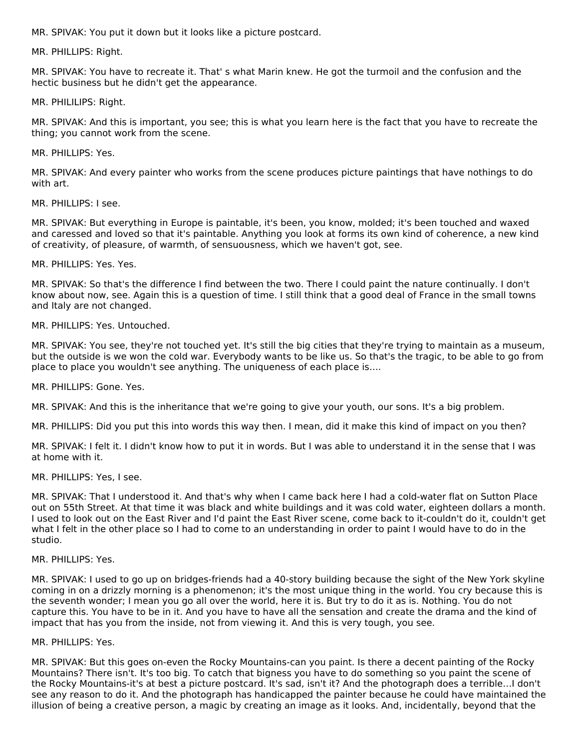MR. SPIVAK: You put it down but it looks like a picture postcard.

MR. PHILLIPS: Right.

MR. SPIVAK: You have to recreate it. That' s what Marin knew. He got the turmoil and the confusion and the hectic business but he didn't get the appearance.

MR. PHILILIPS: Right.

MR. SPIVAK: And this is important, you see; this is what you learn here is the fact that you have to recreate the thing; you cannot work from the scene.

MR. PHILLIPS: Yes.

MR. SPIVAK: And every painter who works from the scene produces picture paintings that have nothings to do with art.

MR. PHILLIPS: I see.

MR. SPIVAK: But everything in Europe is paintable, it's been, you know, molded; it's been touched and waxed and caressed and loved so that it's paintable. Anything you look at forms its own kind of coherence, a new kind of creativity, of pleasure, of warmth, of sensuousness, which we haven't got, see.

MR. PHILLIPS: Yes. Yes.

MR. SPIVAK: So that's the difference I find between the two. There I could paint the nature continually. I don't know about now, see. Again this is a question of time. I still think that a good deal of France in the small towns and Italy are not changed.

MR. PHILLIPS: Yes. Untouched.

MR. SPIVAK: You see, they're not touched yet. It's still the big cities that they're trying to maintain as a museum, but the outside is we won the cold war. Everybody wants to be like us. So that's the tragic, to be able to go from place to place you wouldn't see anything. The uniqueness of each place is....

MR. PHILLIPS: Gone. Yes.

MR. SPIVAK: And this is the inheritance that we're going to give your youth, our sons. It's a big problem.

MR. PHILLIPS: Did you put this into words this way then. I mean, did it make this kind of impact on you then?

MR. SPIVAK: I felt it. I didn't know how to put it in words. But I was able to understand it in the sense that I was at home with it.

MR. PHILLIPS: Yes, I see.

MR. SPIVAK: That I understood it. And that's why when I came back here I had a cold-water flat on Sutton Place out on 55th Street. At that time it was black and white buildings and it was cold water, eighteen dollars a month. I used to look out on the East River and I'd paint the East River scene, come back to it-couldn't do it, couldn't get what I felt in the other place so I had to come to an understanding in order to paint I would have to do in the studio.

MR. PHILLIPS: Yes.

MR. SPIVAK: I used to go up on bridges-friends had a 40-story building because the sight of the New York skyline coming in on a drizzly morning is a phenomenon; it's the most unique thing in the world. You cry because this is the seventh wonder; I mean you go all over the world, here it is. But try to do it as is. Nothing. You do not capture this. You have to be in it. And you have to have all the sensation and create the drama and the kind of impact that has you from the inside, not from viewing it. And this is very tough, you see.

MR. PHILLIPS: Yes.

MR. SPIVAK: But this goes on-even the Rocky Mountains-can you paint. Is there a decent painting of the Rocky Mountains? There isn't. It's too big. To catch that bigness you have to do something so you paint the scene of the Rocky Mountains-it's at best a picture postcard. It's sad, isn't it? And the photograph does a terrible...I don't see any reason to do it. And the photograph has handicapped the painter because he could have maintained the illusion of being a creative person, a magic by creating an image as it looks. And, incidentally, beyond that the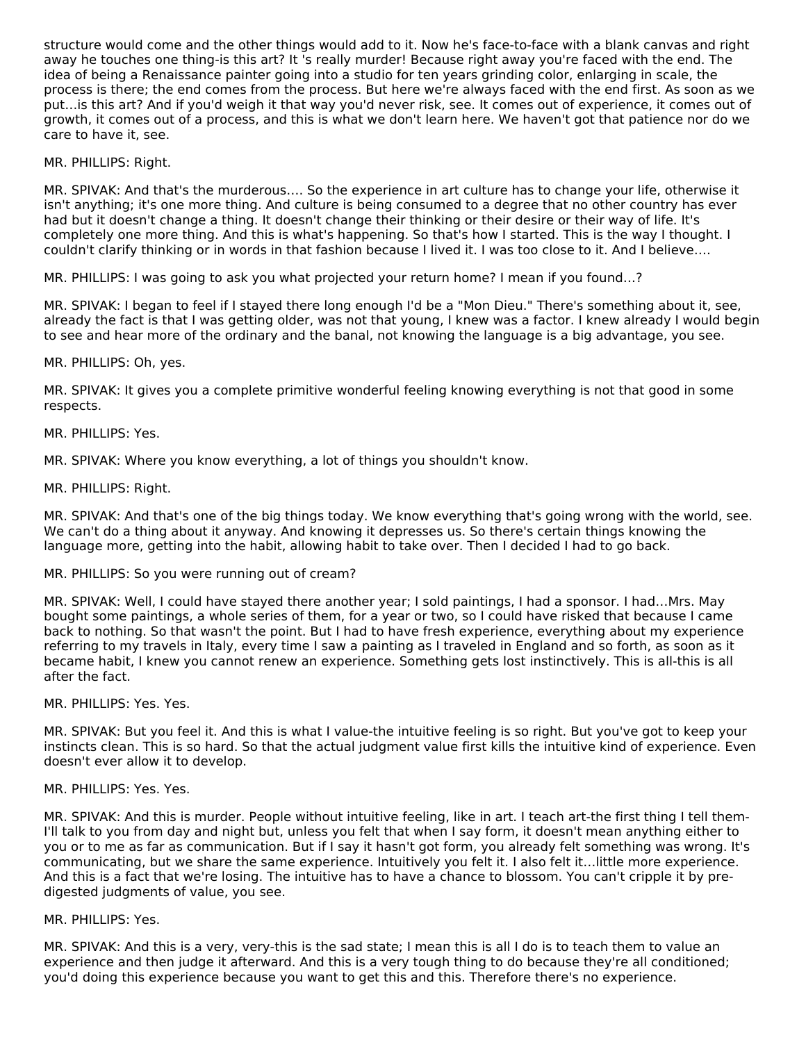structure would come and the other things would add to it. Now he's face-to-face with a blank canvas and right away he touches one thing-is this art? It 's really murder! Because right away you're faced with the end. The idea of being a Renaissance painter going into a studio for ten years grinding color, enlarging in scale, the process is there; the end comes from the process. But here we're always faced with the end first. As soon as we put...is this art? And if you'd weigh it that way you'd never risk, see. It comes out of experience, it comes out of growth, it comes out of a process, and this is what we don't learn here. We haven't got that patience nor do we care to have it, see.

MR. PHILLIPS: Right.

MR. SPIVAK: And that's the murderous.... So the experience in art culture has to change your life, otherwise it isn't anything; it's one more thing. And culture is being consumed to a degree that no other country has ever had but it doesn't change a thing. It doesn't change their thinking or their desire or their way of life. It's completely one more thing. And this is what's happening. So that's how I started. This is the way I thought. I couldn't clarify thinking or in words in that fashion because I lived it. I was too close to it. And I believe....

MR. PHILLIPS: I was going to ask you what projected your return home? I mean if you found...?

MR. SPIVAK: I began to feel if I stayed there long enough I'd be a "Mon Dieu." There's something about it, see, already the fact is that I was getting older, was not that young, I knew was a factor. I knew already I would begin to see and hear more of the ordinary and the banal, not knowing the language is a big advantage, you see.

MR. PHILLIPS: Oh, yes.

MR. SPIVAK: It gives you a complete primitive wonderful feeling knowing everything is not that good in some respects.

MR. PHILLIPS: Yes.

MR. SPIVAK: Where you know everything, a lot of things you shouldn't know.

MR. PHILLIPS: Right.

MR. SPIVAK: And that's one of the big things today. We know everything that's going wrong with the world, see. We can't do a thing about it anyway. And knowing it depresses us. So there's certain things knowing the language more, getting into the habit, allowing habit to take over. Then I decided I had to go back.

MR. PHILLIPS: So you were running out of cream?

MR. SPIVAK: Well, I could have stayed there another year; I sold paintings, I had a sponsor. I had...Mrs. May bought some paintings, a whole series of them, for a year or two, so I could have risked that because I came back to nothing. So that wasn't the point. But I had to have fresh experience, everything about my experience referring to my travels in Italy, every time I saw a painting as I traveled in England and so forth, as soon as it became habit, I knew you cannot renew an experience. Something gets lost instinctively. This is all-this is all after the fact.

MR. PHILLIPS: Yes. Yes.

MR. SPIVAK: But you feel it. And this is what I value-the intuitive feeling is so right. But you've got to keep your instincts clean. This is so hard. So that the actual judgment value first kills the intuitive kind of experience. Even doesn't ever allow it to develop.

MR. PHILLIPS: Yes. Yes.

MR. SPIVAK: And this is murder. People without intuitive feeling, like in art. I teach art-the first thing I tell them-I'll talk to you from day and night but, unless you felt that when I say form, it doesn't mean anything either to you or to me as far as communication. But if I say it hasn't got form, you already felt something was wrong. It's communicating, but we share the same experience. Intuitively you felt it. I also felt it...little more experience. And this is a fact that we're losing. The intuitive has to have a chance to blossom. You can't cripple it by pre-digested judgments of value, you see.

MR. PHILLIPS: Yes.

MR. SPIVAK: And this is a very, very-this is the sad state; I mean this is all I do is to teach them to value an experience and then judge it afterward. And this is a very tough thing to do because they're all conditioned; you'd doing this experience because you want to get this and this. Therefore there's no experience.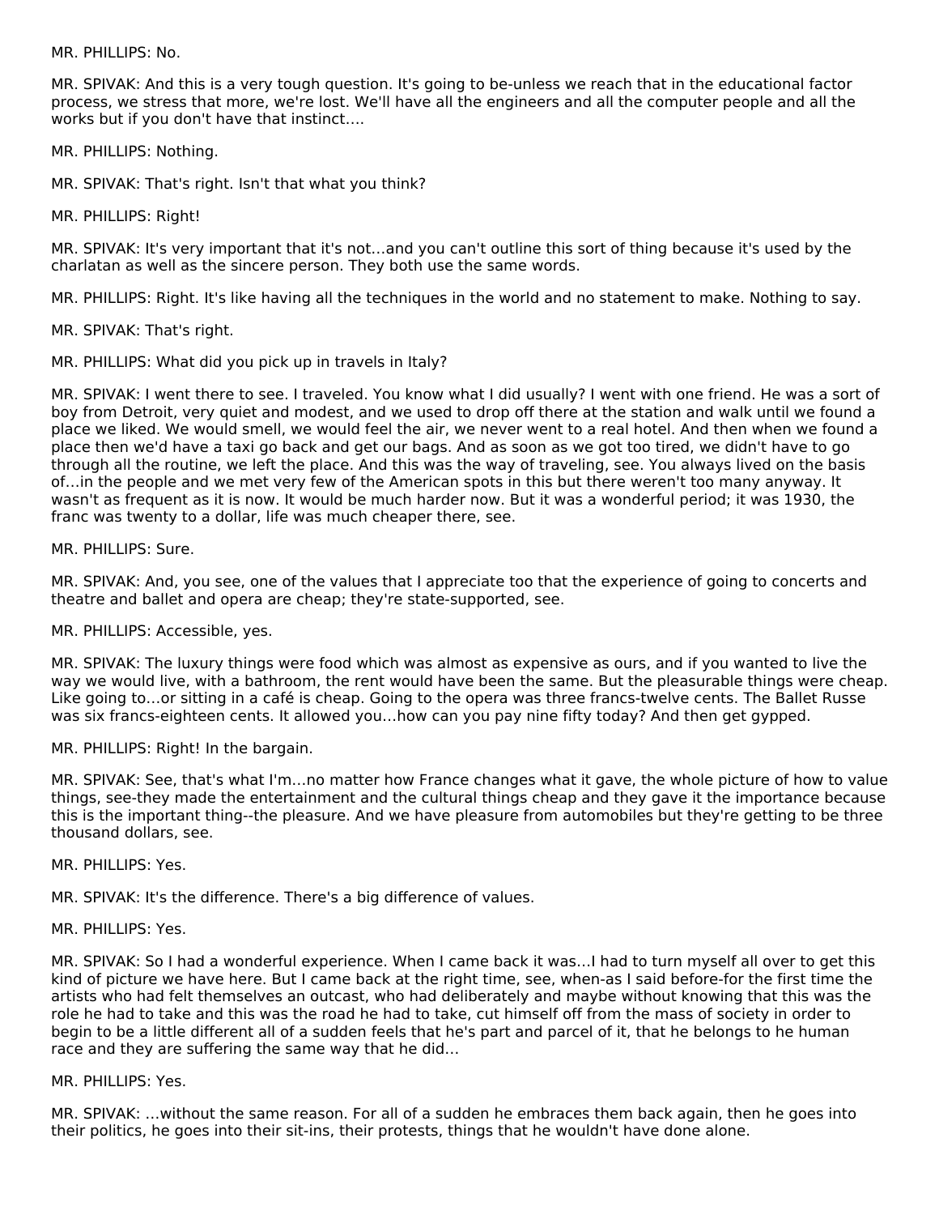MR. PHILLIPS: No.

MR. SPIVAK: And this is a very tough question. It's going to be-unless we reach that in the educational factor process, we stress that more, we're lost. We'll have all the engineers and all the computer people and all the works but if you don't have that instinct….

MR. PHILLIPS: Nothing.

MR. SPIVAK: That's right. Isn't that what you think?

MR. PHILLIPS: Right!

MR. SPIVAK: It's very important that it's not…and you can't outline this sort of thing because it's used by the charlatan as well as the sincere person. They both use the same words.

MR. PHILLIPS: Right. It's like having all the techniques in the world and no statement to make. Nothing to say.

MR. SPIVAK: That's right.

MR. PHILLIPS: What did you pick up in travels in Italy?

MR. SPIVAK: I went there to see. I traveled. You know what I did usually? I went with one friend. He was a sort of boy from Detroit, very quiet and modest, and we used to drop off there at the station and walk until we found a place we liked. We would smell, we would feel the air, we never went to a real hotel. And then when we found a place then we'd have a taxi go back and get our bags. And as soon as we got too tired, we didn't have to go through all the routine, we left the place. And this was the way of traveling, see. You always lived on the basis of…in the people and we met very few of the American spots in this but there weren't too many anyway. It wasn't as frequent as it is now. It would be much harder now. But it was a wonderful period; it was 1930, the franc was twenty to a dollar, life was much cheaper there, see.

MR. PHILLIPS: Sure.

MR. SPIVAK: And, you see, one of the values that I appreciate too that the experience of going to concerts and theatre and ballet and opera are cheap; they're state-supported, see.

MR. PHILLIPS: Accessible, yes.

MR. SPIVAK: The luxury things were food which was almost as expensive as ours, and if you wanted to live the way we would live, with a bathroom, the rent would have been the same. But the pleasurable things were cheap. Like going to…or sitting in a café is cheap. Going to the opera was three francs-twelve cents. The Ballet Russe was six francs-eighteen cents. It allowed you…how can you pay nine fifty today? And then get gypped.

MR. PHILLIPS: Right! In the bargain.

MR. SPIVAK: See, that's what I'm…no matter how France changes what it gave, the whole picture of how to value things, see-they made the entertainment and the cultural things cheap and they gave it the importance because this is the important thing--the pleasure. And we have pleasure from automobiles but they're getting to be three thousand dollars, see.

MR. PHILLIPS: Yes.

MR. SPIVAK: It's the difference. There's a big difference of values.

MR. PHILLIPS: Yes.

MR. SPIVAK: So I had a wonderful experience. When I came back it was…I had to turn myself all over to get this kind of picture we have here. But I came back at the right time, see, when-as I said before-for the first time the artists who had felt themselves an outcast, who had deliberately and maybe without knowing that this was the role he had to take and this was the road he had to take, cut himself off from the mass of society in order to begin to be a little different all of a sudden feels that he's part and parcel of it, that he belongs to he human race and they are suffering the same way that he did…

MR. PHILLIPS: Yes.

MR. SPIVAK: …without the same reason. For all of a sudden he embraces them back again, then he goes into their politics, he goes into their sit-ins, their protests, things that he wouldn't have done alone.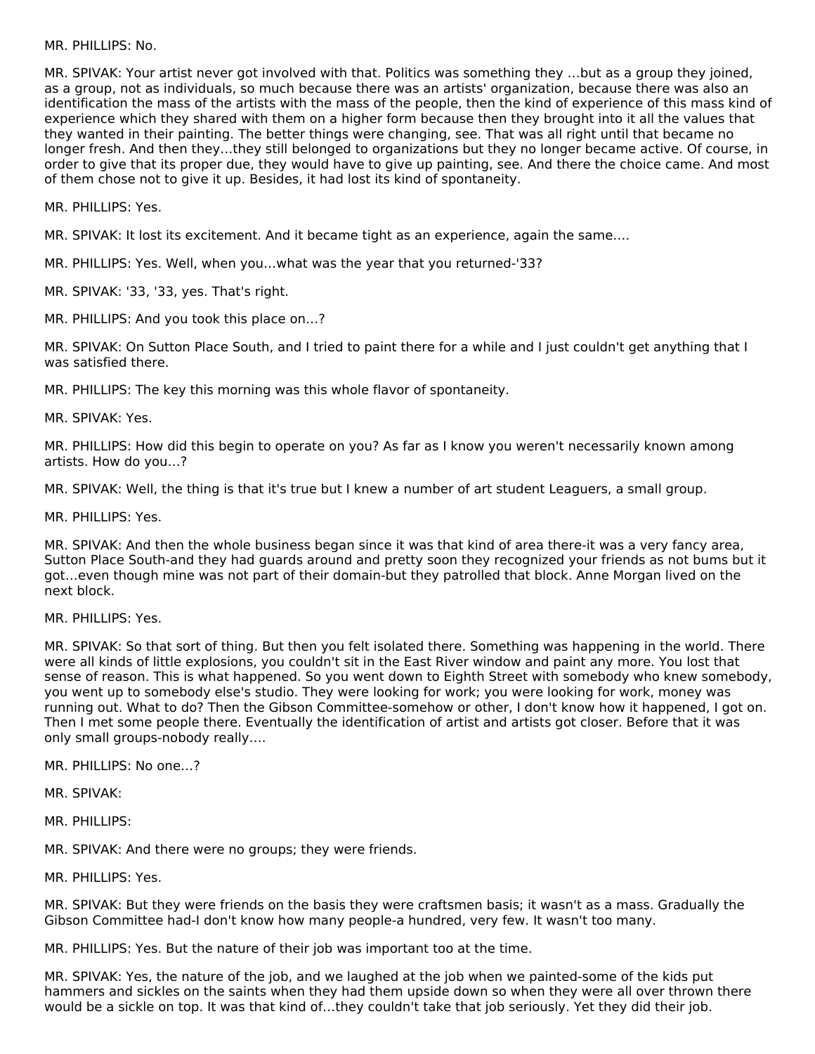MR. PHILLIPS: No.

MR. SPIVAK: Your artist never got involved with that. Politics was something they ...but as a group they joined, as a group, not as individuals, so much because there was an artists' organization, because there was also an identification the mass of the artists with the mass of the people, then the kind of experience of this mass kind of experience which they shared with them on a higher form because then they brought into it all the values that they wanted in their painting. The better things were changing, see. That was all right until that became no longer fresh. And then they...they still belonged to organizations but they no longer became active. Of course, in order to give that its proper due, they would have to give up painting, see. And there the choice came. And most of them chose not to give it up. Besides, it had lost its kind of spontaneity.

MR. PHILLIPS: Yes.

MR. SPIVAK: It lost its excitement. And it became tight as an experience, again the same....

MR. PHILLIPS: Yes. Well, when you...what was the year that you returned-'33?

MR. SPIVAK: '33, '33, yes. That's right.

MR. PHILLIPS: And you took this place on...?

MR. SPIVAK: On Sutton Place South, and I tried to paint there for a while and I just couldn't get anything that I was satisfied there.

MR. PHILLIPS: The key this morning was this whole flavor of spontaneity.

MR. SPIVAK: Yes.

MR. PHILLIPS: How did this begin to operate on you? As far as I know you weren't necessarily known among artists. How do you...?

MR. SPIVAK: Well, the thing is that it's true but I knew a number of art student Leaguers, a small group.

MR. PHILLIPS: Yes.

MR. SPIVAK: And then the whole business began since it was that kind of area there-it was a very fancy area, Sutton Place South-and they had guards around and pretty soon they recognized your friends as not bums but it got...even though mine was not part of their domain-but they patrolled that block. Anne Morgan lived on the next block.

MR. PHILLIPS: Yes.

MR. SPIVAK: So that sort of thing. But then you felt isolated there. Something was happening in the world. There were all kinds of little explosions, you couldn't sit in the East River window and paint any more. You lost that sense of reason. This is what happened. So you went down to Eighth Street with somebody who knew somebody, you went up to somebody else's studio. They were looking for work; you were looking for work, money was running out. What to do? Then the Gibson Committee-somehow or other, I don't know how it happened, I got on. Then I met some people there. Eventually the identification of artist and artists got closer. Before that it was only small groups-nobody really....

MR. PHILLIPS: No one...?

MR. SPIVAK:

MR. PHILLIPS:

MR. SPIVAK: And there were no groups; they were friends.

MR. PHILLIPS: Yes.

MR. SPIVAK: But they were friends on the basis they were craftsmen basis; it wasn't as a mass. Gradually the Gibson Committee had-I don't know how many people-a hundred, very few. It wasn't too many.

MR. PHILLIPS: Yes. But the nature of their job was important too at the time.

MR. SPIVAK: Yes, the nature of the job, and we laughed at the job when we painted-some of the kids put hammers and sickles on the saints when they had them upside down so when they were all over thrown there would be a sickle on top. It was that kind of...they couldn't take that job seriously. Yet they did their job.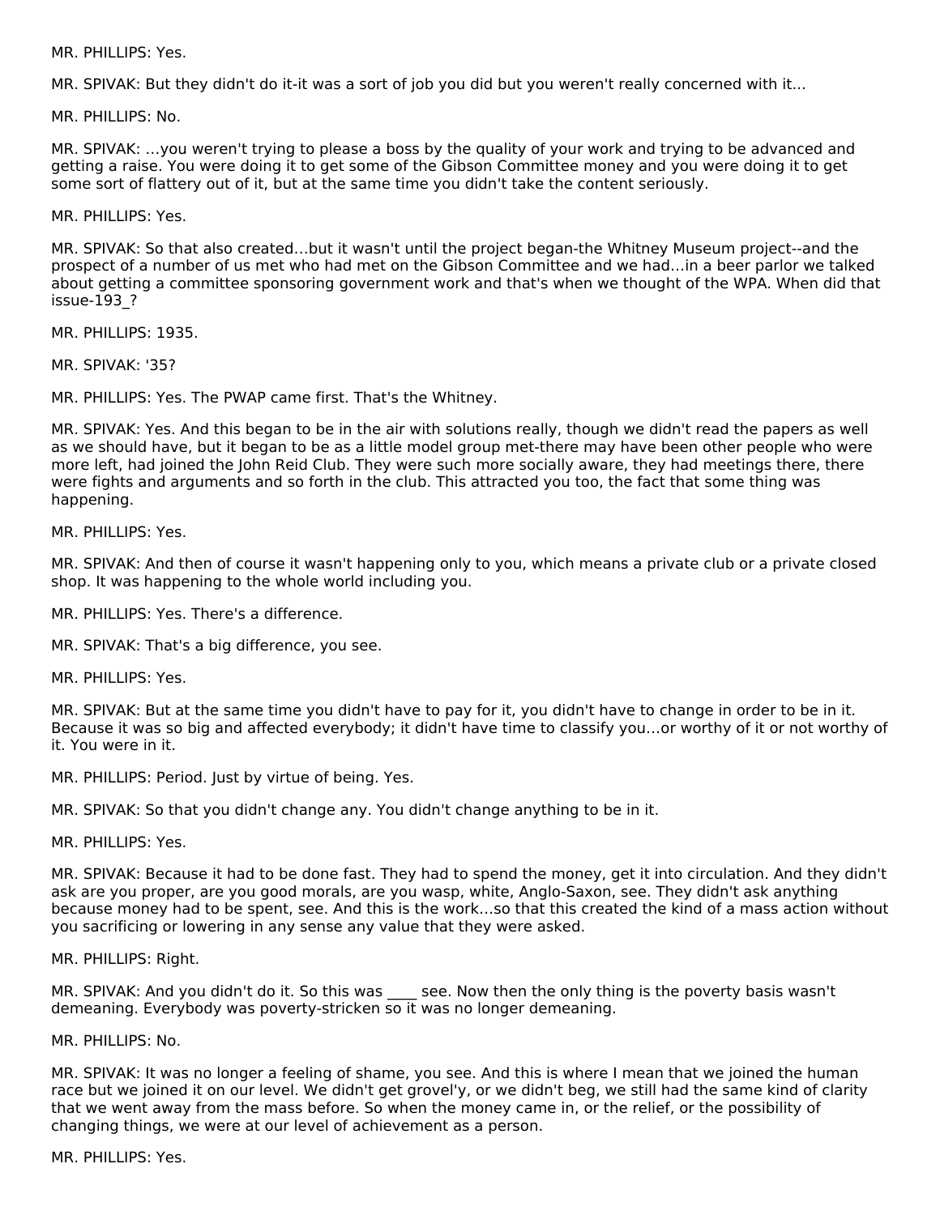MR. PHILLIPS: Yes.

MR. SPIVAK: But they didn't do it-it was a sort of job you did but you weren't really concerned with it...

MR. PHILLIPS: No.

MR. SPIVAK: ...you weren't trying to please a boss by the quality of your work and trying to be advanced and getting a raise. You were doing it to get some of the Gibson Committee money and you were doing it to get some sort of flattery out of it, but at the same time you didn't take the content seriously.

MR. PHILLIPS: Yes.

MR. SPIVAK: So that also created...but it wasn't until the project began-the Whitney Museum project--and the prospect of a number of us met who had met on the Gibson Committee and we had...in a beer parlor we talked about getting a committee sponsoring government work and that's when we thought of the WPA. When did that issue-193_?

MR. PHILLIPS: 1935.

MR. SPIVAK: '35?

MR. PHILLIPS: Yes. The PWAP came first. That's the Whitney.

MR. SPIVAK: Yes. And this began to be in the air with solutions really, though we didn't read the papers as well as we should have, but it began to be as a little model group met-there may have been other people who were more left, had joined the John Reid Club. They were such more socially aware, they had meetings there, there were fights and arguments and so forth in the club. This attracted you too, the fact that some thing was happening.

MR. PHILLIPS: Yes.

MR. SPIVAK: And then of course it wasn't happening only to you, which means a private club or a private closed shop. It was happening to the whole world including you.

MR. PHILLIPS: Yes. There's a difference.

MR. SPIVAK: That's a big difference, you see.

MR. PHILLIPS: Yes.

MR. SPIVAK: But at the same time you didn't have to pay for it, you didn't have to change in order to be in it. Because it was so big and affected everybody; it didn't have time to classify you...or worthy of it or not worthy of it. You were in it.

MR. PHILLIPS: Period. Just by virtue of being. Yes.

MR. SPIVAK: So that you didn't change any. You didn't change anything to be in it.

MR. PHILLIPS: Yes.

MR. SPIVAK: Because it had to be done fast. They had to spend the money, get it into circulation. And they didn't ask are you proper, are you good morals, are you wasp, white, Anglo-Saxon, see. They didn't ask anything because money had to be spent, see. And this is the work...so that this created the kind of a mass action without you sacrificing or lowering in any sense any value that they were asked.

MR. PHILLIPS: Right.

MR. SPIVAK: And you didn't do it. So this was ____ see. Now then the only thing is the poverty basis wasn't demeaning. Everybody was poverty-stricken so it was no longer demeaning.

MR. PHILLIPS: No.

MR. SPIVAK: It was no longer a feeling of shame, you see. And this is where I mean that we joined the human race but we joined it on our level. We didn't get grovel'y, or we didn't beg, we still had the same kind of clarity that we went away from the mass before. So when the money came in, or the relief, or the possibility of changing things, we were at our level of achievement as a person.

MR. PHILLIPS: Yes.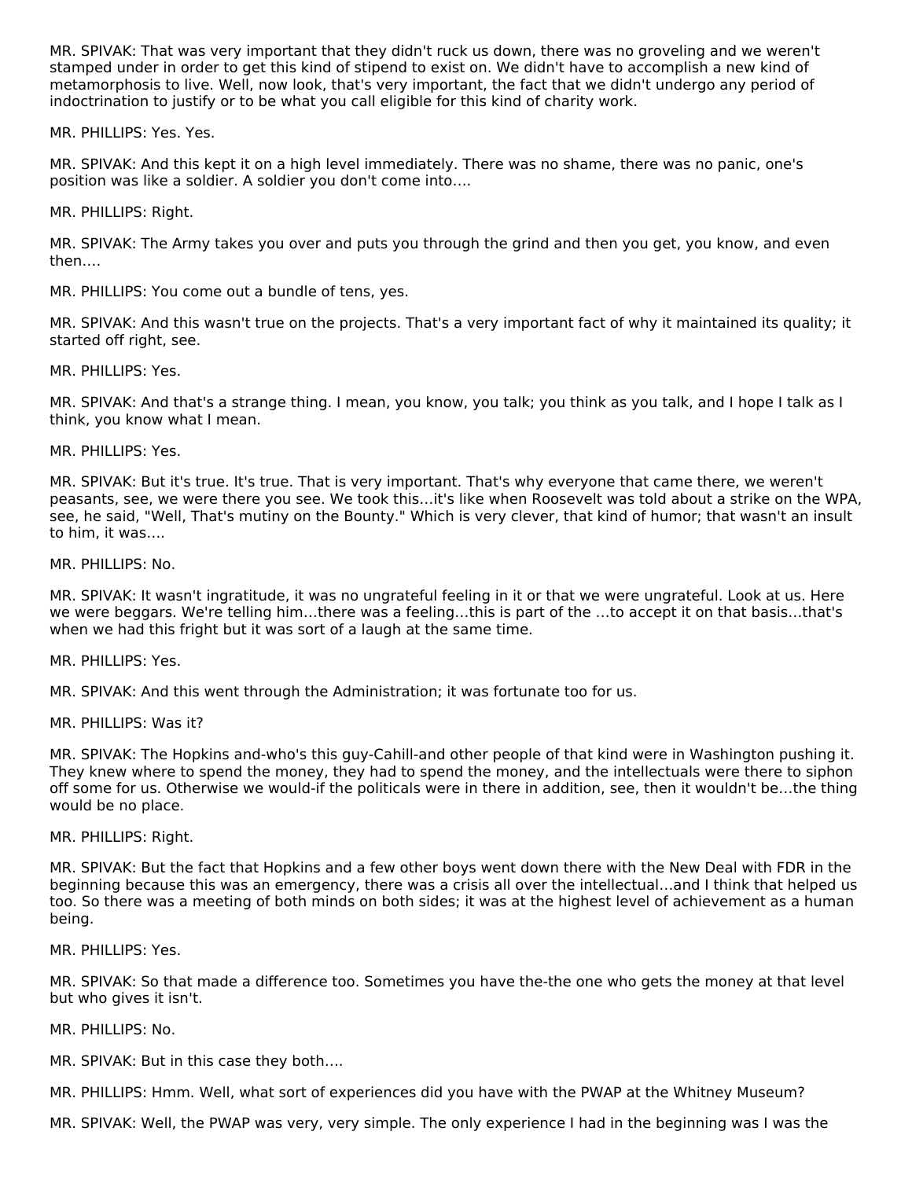MR. SPIVAK: That was very important that they didn't ruck us down, there was no groveling and we weren't stamped under in order to get this kind of stipend to exist on. We didn't have to accomplish a new kind of metamorphosis to live. Well, now look, that's very important, the fact that we didn't undergo any period of indoctrination to justify or to be what you call eligible for this kind of charity work.

MR. PHILLIPS: Yes. Yes.

MR. SPIVAK: And this kept it on a high level immediately. There was no shame, there was no panic, one's position was like a soldier. A soldier you don't come into....

MR. PHILLIPS: Right.

MR. SPIVAK: The Army takes you over and puts you through the grind and then you get, you know, and even then....

MR. PHILLIPS: You come out a bundle of tens, yes.

MR. SPIVAK: And this wasn't true on the projects. That's a very important fact of why it maintained its quality; it started off right, see.

MR. PHILLIPS: Yes.

MR. SPIVAK: And that's a strange thing. I mean, you know, you talk; you think as you talk, and I hope I talk as I think, you know what I mean.

MR. PHILLIPS: Yes.

MR. SPIVAK: But it's true. It's true. That is very important. That's why everyone that came there, we weren't peasants, see, we were there you see. We took this...it's like when Roosevelt was told about a strike on the WPA, see, he said, "Well, That's mutiny on the Bounty." Which is very clever, that kind of humor; that wasn't an insult to him, it was....

MR. PHILLIPS: No.

MR. SPIVAK: It wasn't ingratitude, it was no ungrateful feeling in it or that we were ungrateful. Look at us. Here we were beggars. We're telling him...there was a feeling...this is part of the ...to accept it on that basis...that's when we had this fright but it was sort of a laugh at the same time.

MR. PHILLIPS: Yes.

MR. SPIVAK: And this went through the Administration; it was fortunate too for us.

MR. PHILLIPS: Was it?

MR. SPIVAK: The Hopkins and-who's this guy-Cahill-and other people of that kind were in Washington pushing it. They knew where to spend the money, they had to spend the money, and the intellectuals were there to siphon off some for us. Otherwise we would-if the politicals were in there in addition, see, then it wouldn't be...the thing would be no place.

MR. PHILLIPS: Right.

MR. SPIVAK: But the fact that Hopkins and a few other boys went down there with the New Deal with FDR in the beginning because this was an emergency, there was a crisis all over the intellectual...and I think that helped us too. So there was a meeting of both minds on both sides; it was at the highest level of achievement as a human being.

MR. PHILLIPS: Yes.

MR. SPIVAK: So that made a difference too. Sometimes you have the-the one who gets the money at that level but who gives it isn't.

MR. PHILLIPS: No.

MR. SPIVAK: But in this case they both....

MR. PHILLIPS: Hmm. Well, what sort of experiences did you have with the PWAP at the Whitney Museum?

MR. SPIVAK: Well, the PWAP was very, very simple. The only experience I had in the beginning was I was the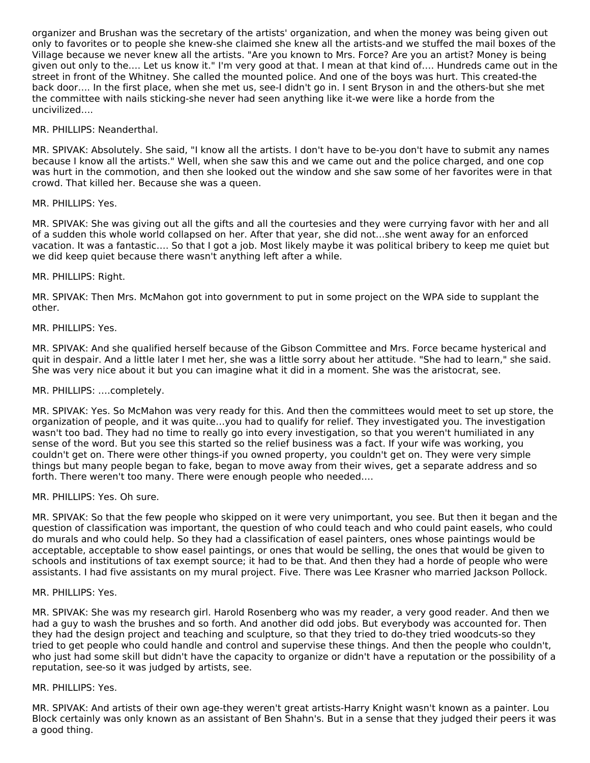organizer and Brushan was the secretary of the artists' organization, and when the money was being given out only to favorites or to people she knew-she claimed she knew all the artists-and we stuffed the mail boxes of the Village because we never knew all the artists. "Are you known to Mrs. Force? Are you an artist? Money is being given out only to the.... Let us know it." I'm very good at that. I mean at that kind of.... Hundreds came out in the street in front of the Whitney. She called the mounted police. And one of the boys was hurt. This created-the back door.... In the first place, when she met us, see-I didn't go in. I sent Bryson in and the others-but she met the committee with nails sticking-she never had seen anything like it-we were like a horde from the uncivilized....

MR. PHILLIPS: Neanderthal.

MR. SPIVAK: Absolutely. She said, "I know all the artists. I don't have to be-you don't have to submit any names because I know all the artists." Well, when she saw this and we came out and the police charged, and one cop was hurt in the commotion, and then she looked out the window and she saw some of her favorites were in that crowd. That killed her. Because she was a queen.

MR. PHILLIPS: Yes.

MR. SPIVAK: She was giving out all the gifts and all the courtesies and they were currying favor with her and all of a sudden this whole world collapsed on her. After that year, she did not...she went away for an enforced vacation. It was a fantastic.... So that I got a job. Most likely maybe it was political bribery to keep me quiet but we did keep quiet because there wasn't anything left after a while.

MR. PHILLIPS: Right.

MR. SPIVAK: Then Mrs. McMahon got into government to put in some project on the WPA side to supplant the other.

MR. PHILLIPS: Yes.

MR. SPIVAK: And she qualified herself because of the Gibson Committee and Mrs. Force became hysterical and quit in despair. And a little later I met her, she was a little sorry about her attitude. "She had to learn," she said. She was very nice about it but you can imagine what it did in a moment. She was the aristocrat, see.

MR. PHILLIPS: ....completely.

MR. SPIVAK: Yes. So McMahon was very ready for this. And then the committees would meet to set up store, the organization of people, and it was quite...you had to qualify for relief. They investigated you. The investigation wasn't too bad. They had no time to really go into every investigation, so that you weren't humiliated in any sense of the word. But you see this started so the relief business was a fact. If your wife was working, you couldn't get on. There were other things-if you owned property, you couldn't get on. They were very simple things but many people began to fake, began to move away from their wives, get a separate address and so forth. There weren't too many. There were enough people who needed....

MR. PHILLIPS: Yes. Oh sure.

MR. SPIVAK: So that the few people who skipped on it were very unimportant, you see. But then it began and the question of classification was important, the question of who could teach and who could paint easels, who could do murals and who could help. So they had a classification of easel painters, ones whose paintings would be acceptable, acceptable to show easel paintings, or ones that would be selling, the ones that would be given to schools and institutions of tax exempt source; it had to be that. And then they had a horde of people who were assistants. I had five assistants on my mural project. Five. There was Lee Krasner who married Jackson Pollock.

MR. PHILLIPS: Yes.

MR. SPIVAK: She was my research girl. Harold Rosenberg who was my reader, a very good reader. And then we had a guy to wash the brushes and so forth. And another did odd jobs. But everybody was accounted for. Then they had the design project and teaching and sculpture, so that they tried to do-they tried woodcuts-so they tried to get people who could handle and control and supervise these things. And then the people who couldn't, who just had some skill but didn't have the capacity to organize or didn't have a reputation or the possibility of a reputation, see-so it was judged by artists, see.

MR. PHILLIPS: Yes.

MR. SPIVAK: And artists of their own age-they weren't great artists-Harry Knight wasn't known as a painter. Lou Block certainly was only known as an assistant of Ben Shahn's. But in a sense that they judged their peers it was a good thing.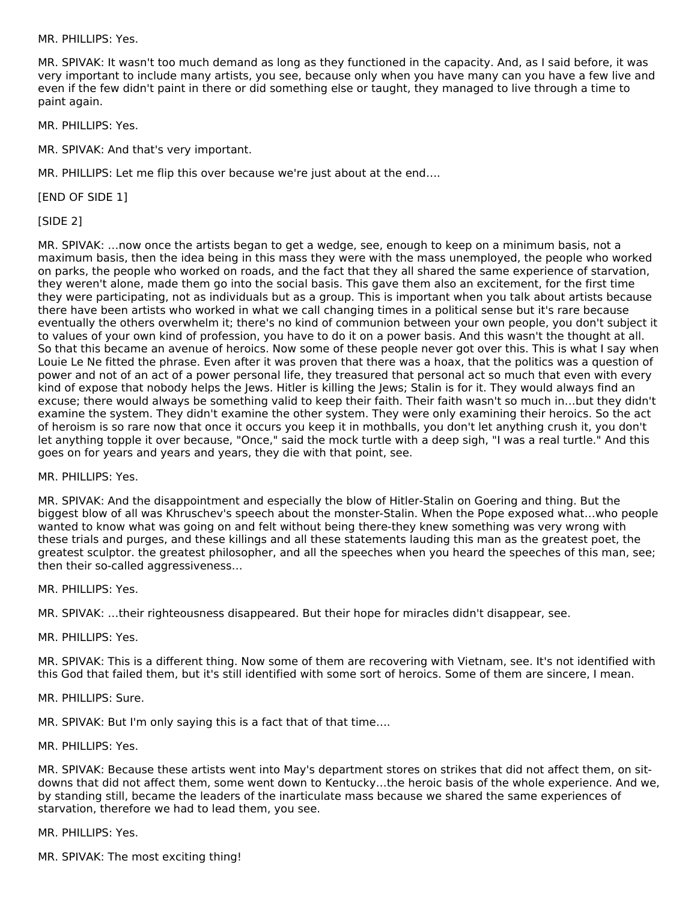MR. PHILLIPS: Yes.

MR. SPIVAK: It wasn't too much demand as long as they functioned in the capacity. And, as I said before, it was very important to include many artists, you see, because only when you have many can you have a few live and even if the few didn't paint in there or did something else or taught, they managed to live through a time to paint again.

MR. PHILLIPS: Yes.

MR. SPIVAK: And that's very important.

MR. PHILLIPS: Let me flip this over because we're just about at the end....

[END OF SIDE 1]

[SIDE 2]

MR. SPIVAK: ...now once the artists began to get a wedge, see, enough to keep on a minimum basis, not a maximum basis, then the idea being in this mass they were with the mass unemployed, the people who worked on parks, the people who worked on roads, and the fact that they all shared the same experience of starvation, they weren't alone, made them go into the social basis. This gave them also an excitement, for the first time they were participating, not as individuals but as a group. This is important when you talk about artists because there have been artists who worked in what we call changing times in a political sense but it's rare because eventually the others overwhelm it; there's no kind of communion between your own people, you don't subject it to values of your own kind of profession, you have to do it on a power basis. And this wasn't the thought at all. So that this became an avenue of heroics. Now some of these people never got over this. This is what I say when Louie Le Ne fitted the phrase. Even after it was proven that there was a hoax, that the politics was a question of power and not of an act of a power personal life, they treasured that personal act so much that even with every kind of expose that nobody helps the Jews. Hitler is killing the Jews; Stalin is for it. They would always find an excuse; there would always be something valid to keep their faith. Their faith wasn't so much in...but they didn't examine the system. They didn't examine the other system. They were only examining their heroics. So the act of heroism is so rare now that once it occurs you keep it in mothballs, you don't let anything crush it, you don't let anything topple it over because, "Once," said the mock turtle with a deep sigh, "I was a real turtle." And this goes on for years and years, they die with that point, see.

MR. PHILLIPS: Yes.

MR. SPIVAK: And the disappointment and especially the blow of Hitler-Stalin on Goering and thing. But the biggest blow of all was Khruschev's speech about the monster-Stalin. When the Pope exposed what...who people wanted to know what was going on and felt without being there-they knew something was very wrong with these trials and purges, and these killings and all these statements lauding this man as the greatest poet, the greatest sculptor. the greatest philosopher, and all the speeches when you heard the speeches of this man, see; then their so-called aggressiveness...

MR. PHILLIPS: Yes.

MR. SPIVAK: ...their righteousness disappeared. But their hope for miracles didn't disappear, see.

MR. PHILLIPS: Yes.

MR. SPIVAK: This is a different thing. Now some of them are recovering with Vietnam, see. It's not identified with this God that failed them, but it's still identified with some sort of heroics. Some of them are sincere, I mean.

MR. PHILLIPS: Sure.

MR. SPIVAK: But I'm only saying this is a fact that of that time....

MR. PHILLIPS: Yes.

MR. SPIVAK: Because these artists went into May's department stores on strikes that did not affect them, on sit-downs that did not affect them, some went down to Kentucky...the heroic basis of the whole experience. And we, by standing still, became the leaders of the inarticulate mass because we shared the same experiences of starvation, therefore we had to lead them, you see.

MR. PHILLIPS: Yes.

MR. SPIVAK: The most exciting thing!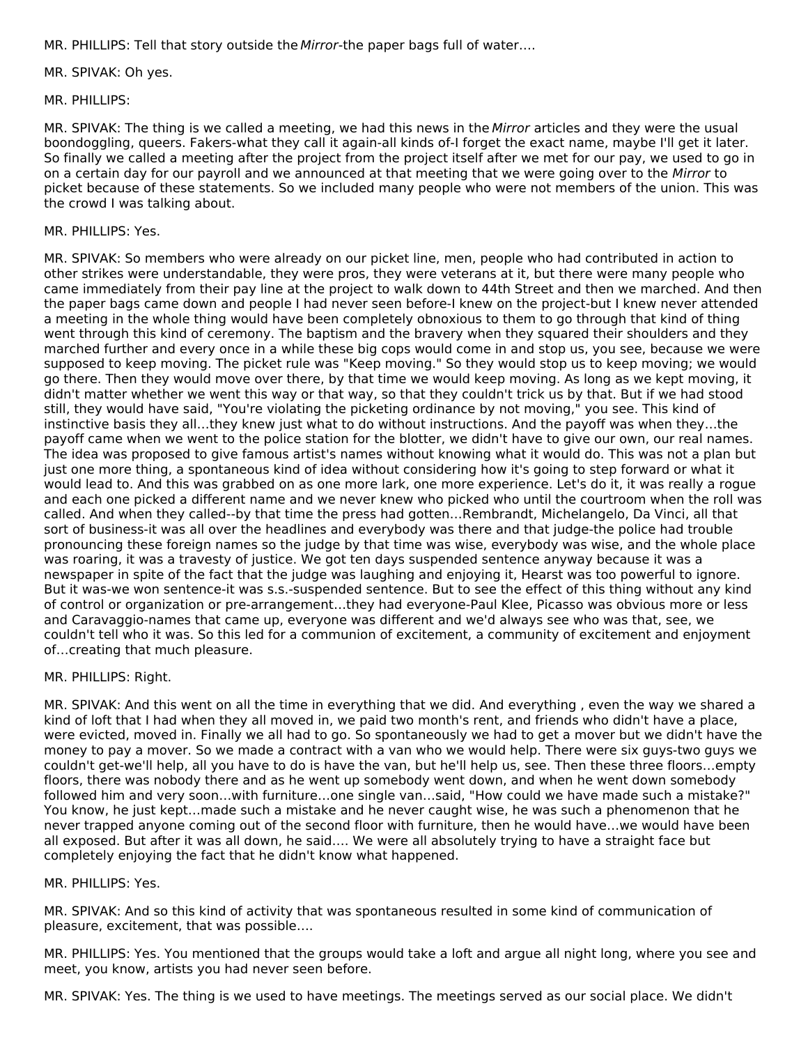MR. PHILLIPS: Tell that story outside the *Mirror*-the paper bags full of water....

MR. SPIVAK: Oh yes.

MR. PHILLIPS:

MR. SPIVAK: The thing is we called a meeting, we had this news in the *Mirror* articles and they were the usual boondoggling, queers. Fakers-what they call it again-all kinds of-I forget the exact name, maybe I'll get it later. So finally we called a meeting after the project from the project itself after we met for our pay, we used to go in on a certain day for our payroll and we announced at that meeting that we were going over to the *Mirror* to picket because of these statements. So we included many people who were not members of the union. This was the crowd I was talking about.

MR. PHILLIPS: Yes.

MR. SPIVAK: So members who were already on our picket line, men, people who had contributed in action to other strikes were understandable, they were pros, they were veterans at it, but there were many people who came immediately from their pay line at the project to walk down to 44th Street and then we marched. And then the paper bags came down and people I had never seen before-I knew on the project-but I knew never attended a meeting in the whole thing would have been completely obnoxious to them to go through that kind of thing went through this kind of ceremony. The baptism and the bravery when they squared their shoulders and they marched further and every once in a while these big cops would come in and stop us, you see, because we were supposed to keep moving. The picket rule was "Keep moving." So they would stop us to keep moving; we would go there. Then they would move over there, by that time we would keep moving. As long as we kept moving, it didn't matter whether we went this way or that way, so that they couldn't trick us by that. But if we had stood still, they would have said, "You're violating the picketing ordinance by not moving," you see. This kind of instinctive basis they all...they knew just what to do without instructions. And the payoff was when they...the payoff came when we went to the police station for the blotter, we didn't have to give our own, our real names. The idea was proposed to give famous artist's names without knowing what it would do. This was not a plan but just one more thing, a spontaneous kind of idea without considering how it's going to step forward or what it would lead to. And this was grabbed on as one more lark, one more experience. Let's do it, it was really a rogue and each one picked a different name and we never knew who picked who until the courtroom when the roll was called. And when they called--by that time the press had gotten...Rembrandt, Michelangelo, Da Vinci, all that sort of business-it was all over the headlines and everybody was there and that judge-the police had trouble pronouncing these foreign names so the judge by that time was wise, everybody was wise, and the whole place was roaring, it was a travesty of justice. We got ten days suspended sentence anyway because it was a newspaper in spite of the fact that the judge was laughing and enjoying it, Hearst was too powerful to ignore. But it was-we won sentence-it was s.s.-suspended sentence. But to see the effect of this thing without any kind of control or organization or pre-arrangement...they had everyone-Paul Klee, Picasso was obvious more or less and Caravaggio-names that came up, everyone was different and we'd always see who was that, see, we couldn't tell who it was. So this led for a communion of excitement, a community of excitement and enjoyment of...creating that much pleasure.

MR. PHILLIPS: Right.

MR. SPIVAK: And this went on all the time in everything that we did. And everything , even the way we shared a kind of loft that I had when they all moved in, we paid two month's rent, and friends who didn't have a place, were evicted, moved in. Finally we all had to go. So spontaneously we had to get a mover but we didn't have the money to pay a mover. So we made a contract with a van who we would help. There were six guys-two guys we couldn't get-we'll help, all you have to do is have the van, but he'll help us, see. Then these three floors...empty floors, there was nobody there and as he went up somebody went down, and when he went down somebody followed him and very soon...with furniture...one single van...said, "How could we have made such a mistake?" You know, he just kept...made such a mistake and he never caught wise, he was such a phenomenon that he never trapped anyone coming out of the second floor with furniture, then he would have...we would have been all exposed. But after it was all down, he said.... We were all absolutely trying to have a straight face but completely enjoying the fact that he didn't know what happened.

MR. PHILLIPS: Yes.

MR. SPIVAK: And so this kind of activity that was spontaneous resulted in some kind of communication of pleasure, excitement, that was possible....

MR. PHILLIPS: Yes. You mentioned that the groups would take a loft and argue all night long, where you see and meet, you know, artists you had never seen before.

MR. SPIVAK: Yes. The thing is we used to have meetings. The meetings served as our social place. We didn't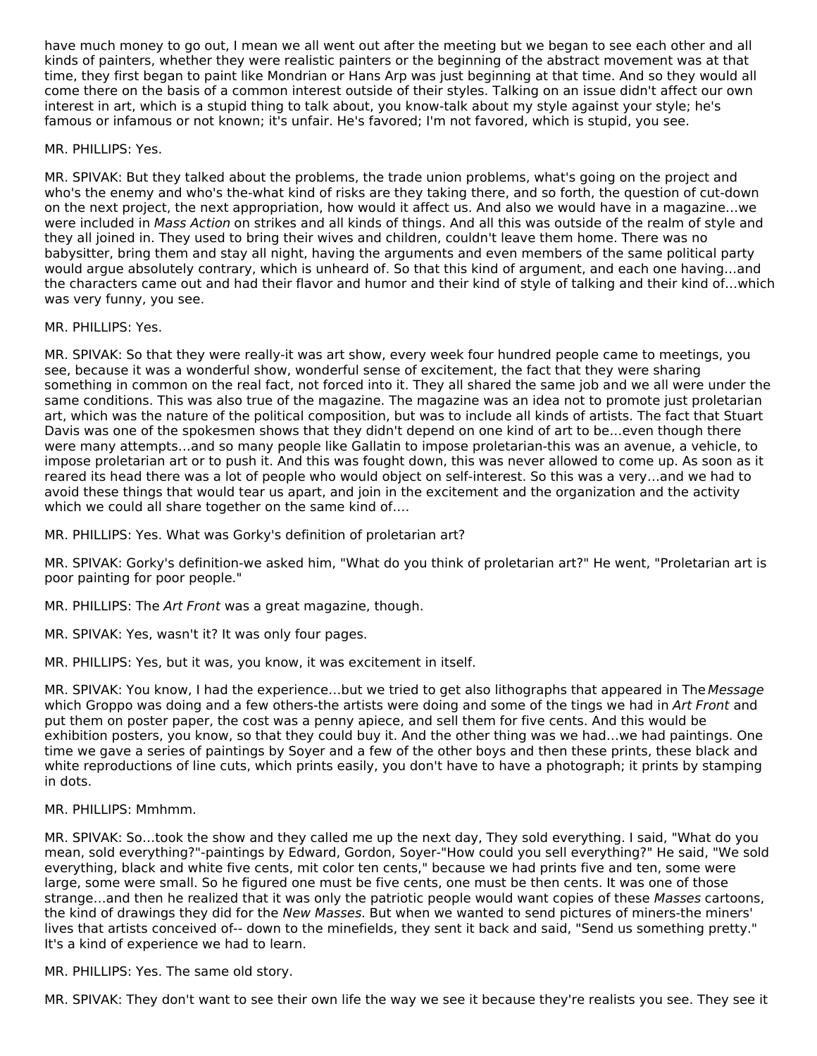have much money to go out, I mean we all went out after the meeting but we began to see each other and all kinds of painters, whether they were realistic painters or the beginning of the abstract movement was at that time, they first began to paint like Mondrian or Hans Arp was just beginning at that time. And so they would all come there on the basis of a common interest outside of their styles. Talking on an issue didn't affect our own interest in art, which is a stupid thing to talk about, you know-talk about my style against your style; he's famous or infamous or not known; it's unfair. He's favored; I'm not favored, which is stupid, you see.

MR. PHILLIPS: Yes.

MR. SPIVAK: But they talked about the problems, the trade union problems, what's going on the project and who's the enemy and who's the-what kind of risks are they taking there, and so forth, the question of cut-down on the next project, the next appropriation, how would it affect us. And also we would have in a magazine…we were included in *Mass Action* on strikes and all kinds of things. And all this was outside of the realm of style and they all joined in. They used to bring their wives and children, couldn't leave them home. There was no babysitter, bring them and stay all night, having the arguments and even members of the same political party would argue absolutely contrary, which is unheard of. So that this kind of argument, and each one having…and the characters came out and had their flavor and humor and their kind of style of talking and their kind of…which was very funny, you see.

MR. PHILLIPS: Yes.

MR. SPIVAK: So that they were really-it was art show, every week four hundred people came to meetings, you see, because it was a wonderful show, wonderful sense of excitement, the fact that they were sharing something in common on the real fact, not forced into it. They all shared the same job and we all were under the same conditions. This was also true of the magazine. The magazine was an idea not to promote just proletarian art, which was the nature of the political composition, but was to include all kinds of artists. The fact that Stuart Davis was one of the spokesmen shows that they didn't depend on one kind of art to be…even though there were many attempts…and so many people like Gallatin to impose proletarian-this was an avenue, a vehicle, to impose proletarian art or to push it. And this was fought down, this was never allowed to come up. As soon as it reared its head there was a lot of people who would object on self-interest. So this was a very…and we had to avoid these things that would tear us apart, and join in the excitement and the organization and the activity which we could all share together on the same kind of….

MR. PHILLIPS: Yes. What was Gorky's definition of proletarian art?

MR. SPIVAK: Gorky's definition-we asked him, "What do you think of proletarian art?" He went, "Proletarian art is poor painting for poor people."

MR. PHILLIPS: The *Art Front* was a great magazine, though.

MR. SPIVAK: Yes, wasn't it? It was only four pages.

MR. PHILLIPS: Yes, but it was, you know, it was excitement in itself.

MR. SPIVAK: You know, I had the experience…but we tried to get also lithographs that appeared in The *Message* which Groppo was doing and a few others-the artists were doing and some of the tings we had in *Art Front* and put them on poster paper, the cost was a penny apiece, and sell them for five cents. And this would be exhibition posters, you know, so that they could buy it. And the other thing was we had…we had paintings. One time we gave a series of paintings by Soyer and a few of the other boys and then these prints, these black and white reproductions of line cuts, which prints easily, you don't have to have a photograph; it prints by stamping in dots.

MR. PHILLIPS: Mmhmm.

MR. SPIVAK: So…took the show and they called me up the next day, They sold everything. I said, "What do you mean, sold everything?"-paintings by Edward, Gordon, Soyer-"How could you sell everything?" He said, "We sold everything, black and white five cents, mit color ten cents," because we had prints five and ten, some were large, some were small. So he figured one must be five cents, one must be then cents. It was one of those strange…and then he realized that it was only the patriotic people would want copies of these *Masses* cartoons, the kind of drawings they did for the *New Masses*. But when we wanted to send pictures of miners-the miners' lives that artists conceived of-- down to the minefields, they sent it back and said, "Send us something pretty." It's a kind of experience we had to learn.

MR. PHILLIPS: Yes. The same old story.

MR. SPIVAK: They don't want to see their own life the way we see it because they're realists you see. They see it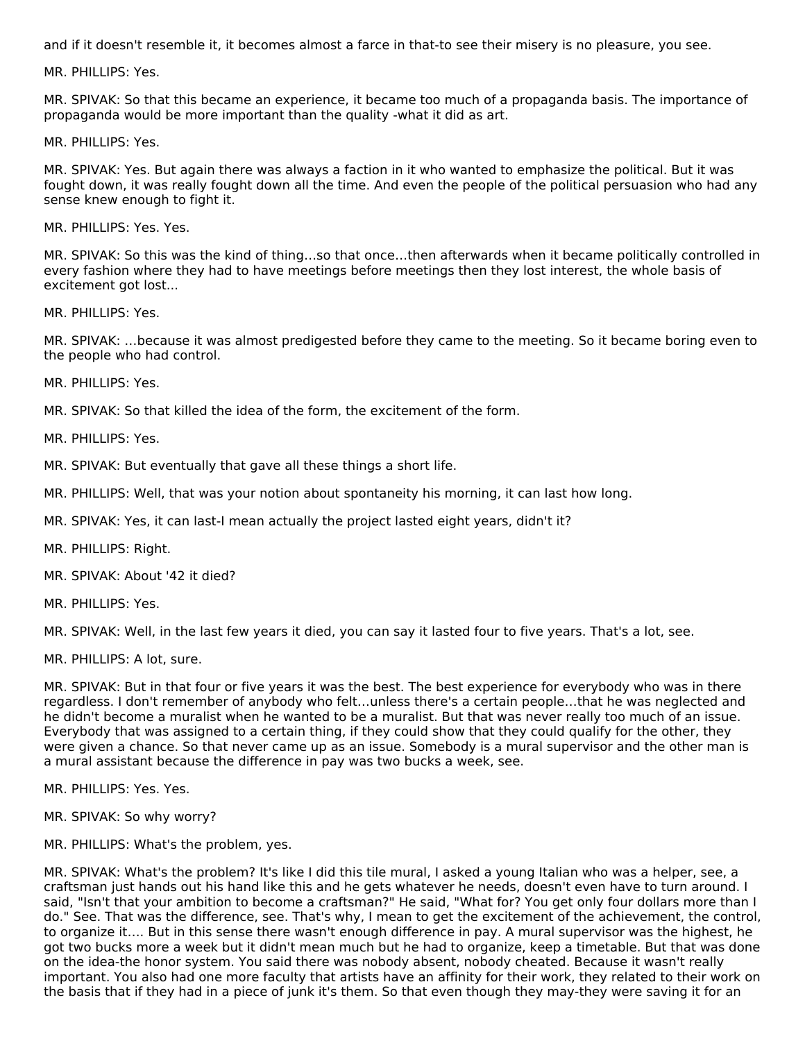and if it doesn't resemble it, it becomes almost a farce in that-to see their misery is no pleasure, you see.

MR. PHILLIPS: Yes.

MR. SPIVAK: So that this became an experience, it became too much of a propaganda basis. The importance of propaganda would be more important than the quality -what it did as art.

MR. PHILLIPS: Yes.

MR. SPIVAK: Yes. But again there was always a faction in it who wanted to emphasize the political. But it was fought down, it was really fought down all the time. And even the people of the political persuasion who had any sense knew enough to fight it.

MR. PHILLIPS: Yes. Yes.

MR. SPIVAK: So this was the kind of thing…so that once…then afterwards when it became politically controlled in every fashion where they had to have meetings before meetings then they lost interest, the whole basis of excitement got lost…

MR. PHILLIPS: Yes.

MR. SPIVAK: …because it was almost predigested before they came to the meeting. So it became boring even to the people who had control.

MR. PHILLIPS: Yes.

MR. SPIVAK: So that killed the idea of the form, the excitement of the form.

MR. PHILLIPS: Yes.

MR. SPIVAK: But eventually that gave all these things a short life.

MR. PHILLIPS: Well, that was your notion about spontaneity his morning, it can last how long.

MR. SPIVAK: Yes, it can last-I mean actually the project lasted eight years, didn't it?

MR. PHILLIPS: Right.

MR. SPIVAK: About '42 it died?

MR. PHILLIPS: Yes.

MR. SPIVAK: Well, in the last few years it died, you can say it lasted four to five years. That's a lot, see.

MR. PHILLIPS: A lot, sure.

MR. SPIVAK: But in that four or five years it was the best. The best experience for everybody who was in there regardless. I don't remember of anybody who felt…unless there's a certain people…that he was neglected and he didn't become a muralist when he wanted to be a muralist. But that was never really too much of an issue. Everybody that was assigned to a certain thing, if they could show that they could qualify for the other, they were given a chance. So that never came up as an issue. Somebody is a mural supervisor and the other man is a mural assistant because the difference in pay was two bucks a week, see.

MR. PHILLIPS: Yes. Yes.

MR. SPIVAK: So why worry?

MR. PHILLIPS: What's the problem, yes.

MR. SPIVAK: What's the problem? It's like I did this tile mural, I asked a young Italian who was a helper, see, a craftsman just hands out his hand like this and he gets whatever he needs, doesn't even have to turn around. I said, "Isn't that your ambition to become a craftsman?" He said, "What for? You get only four dollars more than I do." See. That was the difference, see. That's why, I mean to get the excitement of the achievement, the control, to organize it…. But in this sense there wasn't enough difference in pay. A mural supervisor was the highest, he got two bucks more a week but it didn't mean much but he had to organize, keep a timetable. But that was done on the idea-the honor system. You said there was nobody absent, nobody cheated. Because it wasn't really important. You also had one more faculty that artists have an affinity for their work, they related to their work on the basis that if they had in a piece of junk it's them. So that even though they may-they were saving it for an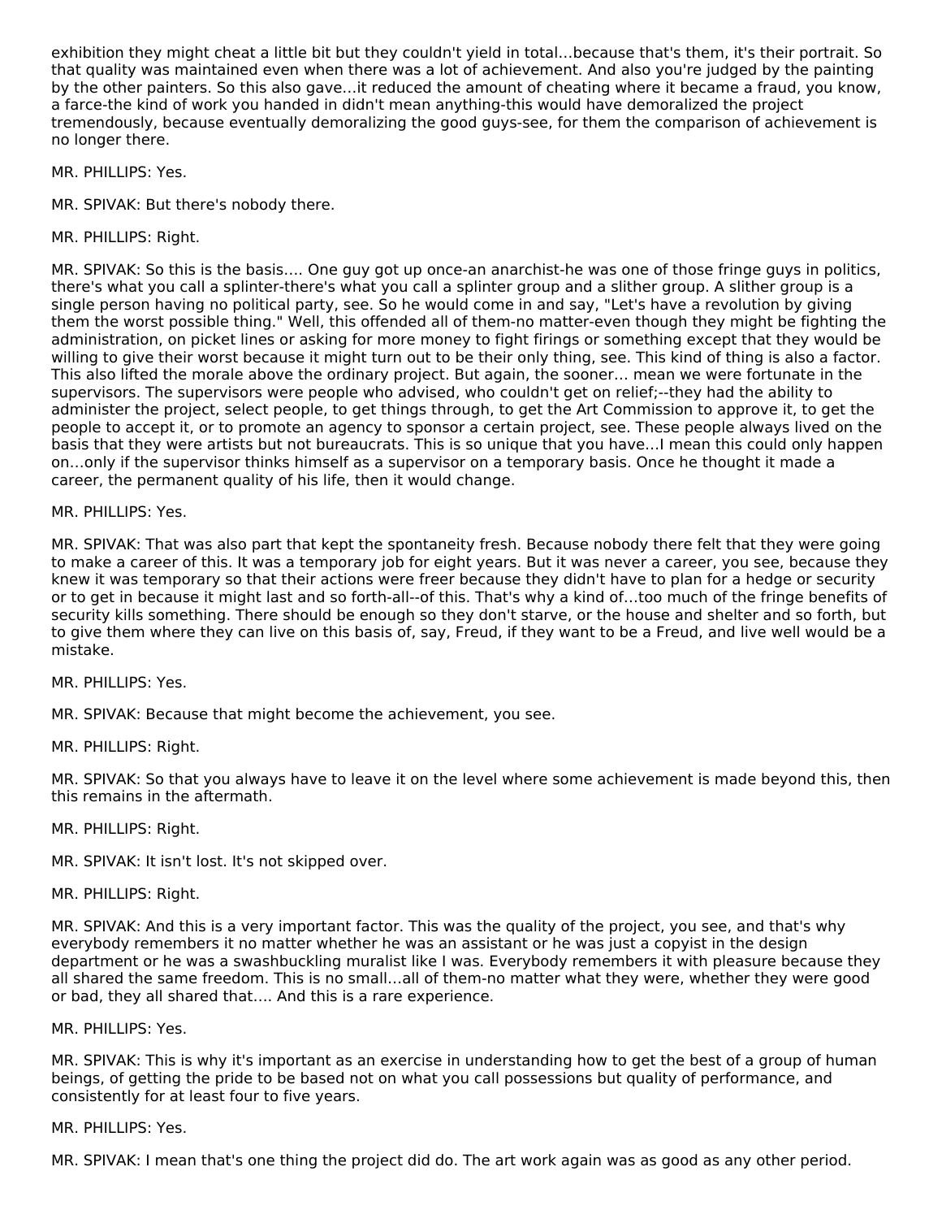exhibition they might cheat a little bit but they couldn't yield in total...because that's them, it's their portrait. So that quality was maintained even when there was a lot of achievement. And also you're judged by the painting by the other painters. So this also gave...it reduced the amount of cheating where it became a fraud, you know, a farce-the kind of work you handed in didn't mean anything-this would have demoralized the project tremendously, because eventually demoralizing the good guys-see, for them the comparison of achievement is no longer there.

MR. PHILLIPS: Yes.

MR. SPIVAK: But there's nobody there.

MR. PHILLIPS: Right.

MR. SPIVAK: So this is the basis.... One guy got up once-an anarchist-he was one of those fringe guys in politics, there's what you call a splinter-there's what you call a splinter group and a slither group. A slither group is a single person having no political party, see. So he would come in and say, "Let's have a revolution by giving them the worst possible thing." Well, this offended all of them-no matter-even though they might be fighting the administration, on picket lines or asking for more money to fight firings or something except that they would be willing to give their worst because it might turn out to be their only thing, see. This kind of thing is also a factor. This also lifted the morale above the ordinary project. But again, the sooner... mean we were fortunate in the supervisors. The supervisors were people who advised, who couldn't get on relief;--they had the ability to administer the project, select people, to get things through, to get the Art Commission to approve it, to get the people to accept it, or to promote an agency to sponsor a certain project, see. These people always lived on the basis that they were artists but not bureaucrats. This is so unique that you have...I mean this could only happen on...only if the supervisor thinks himself as a supervisor on a temporary basis. Once he thought it made a career, the permanent quality of his life, then it would change.

MR. PHILLIPS: Yes.

MR. SPIVAK: That was also part that kept the spontaneity fresh. Because nobody there felt that they were going to make a career of this. It was a temporary job for eight years. But it was never a career, you see, because they knew it was temporary so that their actions were freer because they didn't have to plan for a hedge or security or to get in because it might last and so forth-all--of this. That's why a kind of...too much of the fringe benefits of security kills something. There should be enough so they don't starve, or the house and shelter and so forth, but to give them where they can live on this basis of, say, Freud, if they want to be a Freud, and live well would be a mistake.

MR. PHILLIPS: Yes.

MR. SPIVAK: Because that might become the achievement, you see.

MR. PHILLIPS: Right.

MR. SPIVAK: So that you always have to leave it on the level where some achievement is made beyond this, then this remains in the aftermath.

MR. PHILLIPS: Right.

MR. SPIVAK: It isn't lost. It's not skipped over.

MR. PHILLIPS: Right.

MR. SPIVAK: And this is a very important factor. This was the quality of the project, you see, and that's why everybody remembers it no matter whether he was an assistant or he was just a copyist in the design department or he was a swashbuckling muralist like I was. Everybody remembers it with pleasure because they all shared the same freedom. This is no small...all of them-no matter what they were, whether they were good or bad, they all shared that.... And this is a rare experience.

MR. PHILLIPS: Yes.

MR. SPIVAK: This is why it's important as an exercise in understanding how to get the best of a group of human beings, of getting the pride to be based not on what you call possessions but quality of performance, and consistently for at least four to five years.

MR. PHILLIPS: Yes.

MR. SPIVAK: I mean that's one thing the project did do. The art work again was as good as any other period.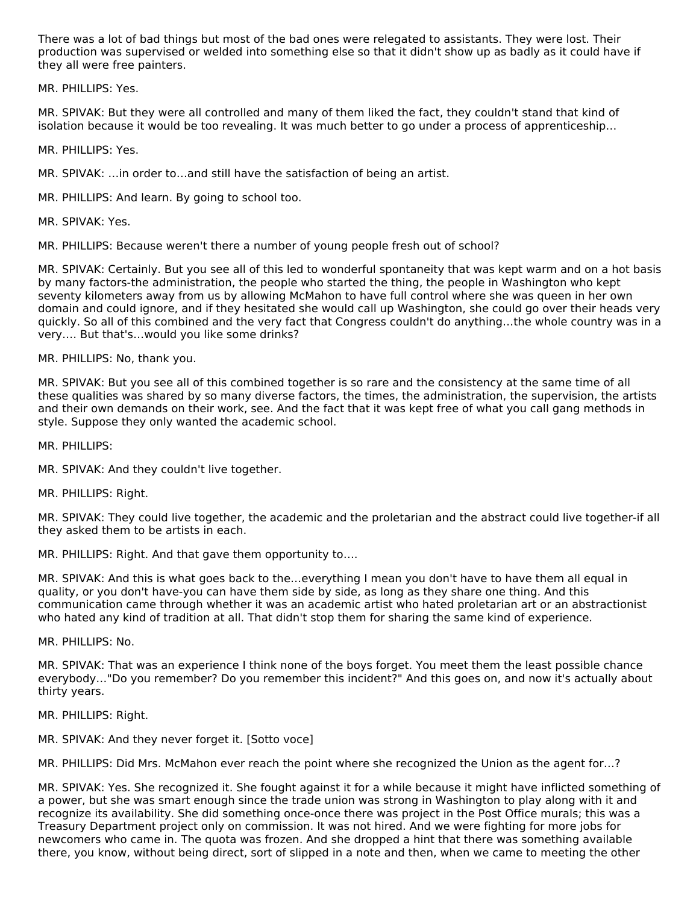There was a lot of bad things but most of the bad ones were relegated to assistants. They were lost. Their production was supervised or welded into something else so that it didn't show up as badly as it could have if they all were free painters.

MR. PHILLIPS: Yes.

MR. SPIVAK: But they were all controlled and many of them liked the fact, they couldn't stand that kind of isolation because it would be too revealing. It was much better to go under a process of apprenticeship…

MR. PHILLIPS: Yes.

MR. SPIVAK: …in order to…and still have the satisfaction of being an artist.

MR. PHILLIPS: And learn. By going to school too.

MR. SPIVAK: Yes.

MR. PHILLIPS: Because weren't there a number of young people fresh out of school?

MR. SPIVAK: Certainly. But you see all of this led to wonderful spontaneity that was kept warm and on a hot basis by many factors-the administration, the people who started the thing, the people in Washington who kept seventy kilometers away from us by allowing McMahon to have full control where she was queen in her own domain and could ignore, and if they hesitated she would call up Washington, she could go over their heads very quickly. So all of this combined and the very fact that Congress couldn't do anything…the whole country was in a very…. But that's…would you like some drinks?

MR. PHILLIPS: No, thank you.

MR. SPIVAK: But you see all of this combined together is so rare and the consistency at the same time of all these qualities was shared by so many diverse factors, the times, the administration, the supervision, the artists and their own demands on their work, see. And the fact that it was kept free of what you call gang methods in style. Suppose they only wanted the academic school.

MR. PHILLIPS:

MR. SPIVAK: And they couldn't live together.

MR. PHILLIPS: Right.

MR. SPIVAK: They could live together, the academic and the proletarian and the abstract could live together-if all they asked them to be artists in each.

MR. PHILLIPS: Right. And that gave them opportunity to….

MR. SPIVAK: And this is what goes back to the…everything I mean you don't have to have them all equal in quality, or you don't have-you can have them side by side, as long as they share one thing. And this communication came through whether it was an academic artist who hated proletarian art or an abstractionist who hated any kind of tradition at all. That didn't stop them for sharing the same kind of experience.

MR. PHILLIPS: No.

MR. SPIVAK: That was an experience I think none of the boys forget. You meet them the least possible chance everybody…"Do you remember? Do you remember this incident?" And this goes on, and now it's actually about thirty years.

MR. PHILLIPS: Right.

MR. SPIVAK: And they never forget it. [Sotto voce]

MR. PHILLIPS: Did Mrs. McMahon ever reach the point where she recognized the Union as the agent for…?

MR. SPIVAK: Yes. She recognized it. She fought against it for a while because it might have inflicted something of a power, but she was smart enough since the trade union was strong in Washington to play along with it and recognize its availability. She did something once-once there was project in the Post Office murals; this was a Treasury Department project only on commission. It was not hired. And we were fighting for more jobs for newcomers who came in. The quota was frozen. And she dropped a hint that there was something available there, you know, without being direct, sort of slipped in a note and then, when we came to meeting the other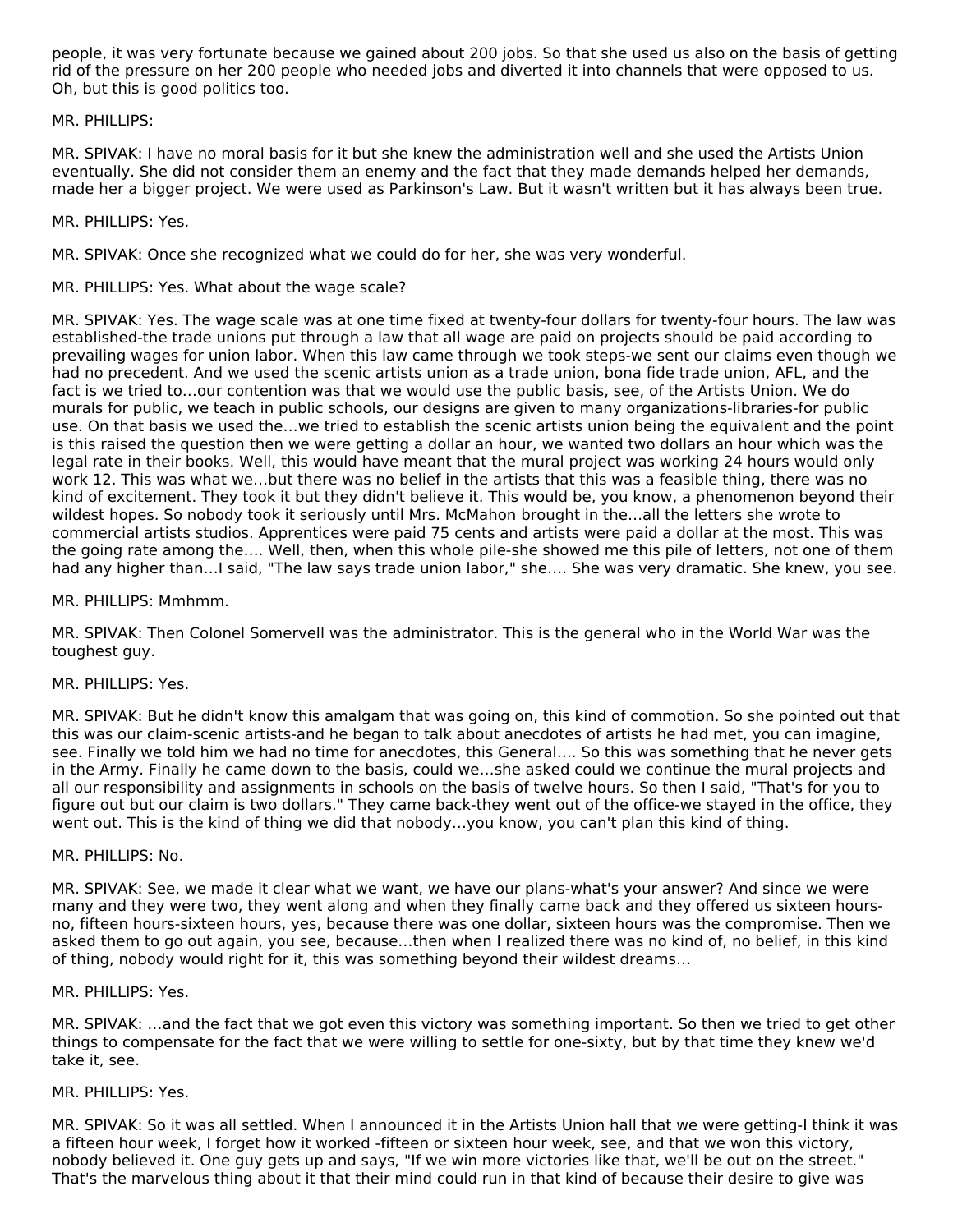people, it was very fortunate because we gained about 200 jobs. So that she used us also on the basis of getting rid of the pressure on her 200 people who needed jobs and diverted it into channels that were opposed to us. Oh, but this is good politics too.

MR. PHILLIPS:

MR. SPIVAK: I have no moral basis for it but she knew the administration well and she used the Artists Union eventually. She did not consider them an enemy and the fact that they made demands helped her demands, made her a bigger project. We were used as Parkinson's Law. But it wasn't written but it has always been true.

MR. PHILLIPS: Yes.

MR. SPIVAK: Once she recognized what we could do for her, she was very wonderful.

MR. PHILLIPS: Yes. What about the wage scale?

MR. SPIVAK: Yes. The wage scale was at one time fixed at twenty-four dollars for twenty-four hours. The law was established-the trade unions put through a law that all wage are paid on projects should be paid according to prevailing wages for union labor. When this law came through we took steps-we sent our claims even though we had no precedent. And we used the scenic artists union as a trade union, bona fide trade union, AFL, and the fact is we tried to…our contention was that we would use the public basis, see, of the Artists Union. We do murals for public, we teach in public schools, our designs are given to many organizations-libraries-for public use. On that basis we used the…we tried to establish the scenic artists union being the equivalent and the point is this raised the question then we were getting a dollar an hour, we wanted two dollars an hour which was the legal rate in their books. Well, this would have meant that the mural project was working 24 hours would only work 12. This was what we…but there was no belief in the artists that this was a feasible thing, there was no kind of excitement. They took it but they didn't believe it. This would be, you know, a phenomenon beyond their wildest hopes. So nobody took it seriously until Mrs. McMahon brought in the…all the letters she wrote to commercial artists studios. Apprentices were paid 75 cents and artists were paid a dollar at the most. This was the going rate among the…. Well, then, when this whole pile-she showed me this pile of letters, not one of them had any higher than…I said, "The law says trade union labor," she…. She was very dramatic. She knew, you see.

MR. PHILLIPS: Mmhmm.

MR. SPIVAK: Then Colonel Somervell was the administrator. This is the general who in the World War was the toughest guy.

MR. PHILLIPS: Yes.

MR. SPIVAK: But he didn't know this amalgam that was going on, this kind of commotion. So she pointed out that this was our claim-scenic artists-and he began to talk about anecdotes of artists he had met, you can imagine, see. Finally we told him we had no time for anecdotes, this General…. So this was something that he never gets in the Army. Finally he came down to the basis, could we…she asked could we continue the mural projects and all our responsibility and assignments in schools on the basis of twelve hours. So then I said, "That's for you to figure out but our claim is two dollars." They came back-they went out of the office-we stayed in the office, they went out. This is the kind of thing we did that nobody…you know, you can't plan this kind of thing.

MR. PHILLIPS: No.

MR. SPIVAK: See, we made it clear what we want, we have our plans-what's your answer? And since we were many and they were two, they went along and when they finally came back and they offered us sixteen hours-no, fifteen hours-sixteen hours, yes, because there was one dollar, sixteen hours was the compromise. Then we asked them to go out again, you see, because…then when I realized there was no kind of, no belief, in this kind of thing, nobody would right for it, this was something beyond their wildest dreams…

MR. PHILLIPS: Yes.

MR. SPIVAK: …and the fact that we got even this victory was something important. So then we tried to get other things to compensate for the fact that we were willing to settle for one-sixty, but by that time they knew we'd take it, see.

MR. PHILLIPS: Yes.

MR. SPIVAK: So it was all settled. When I announced it in the Artists Union hall that we were getting-I think it was a fifteen hour week, I forget how it worked -fifteen or sixteen hour week, see, and that we won this victory, nobody believed it. One guy gets up and says, "If we win more victories like that, we'll be out on the street." That's the marvelous thing about it that their mind could run in that kind of because their desire to give was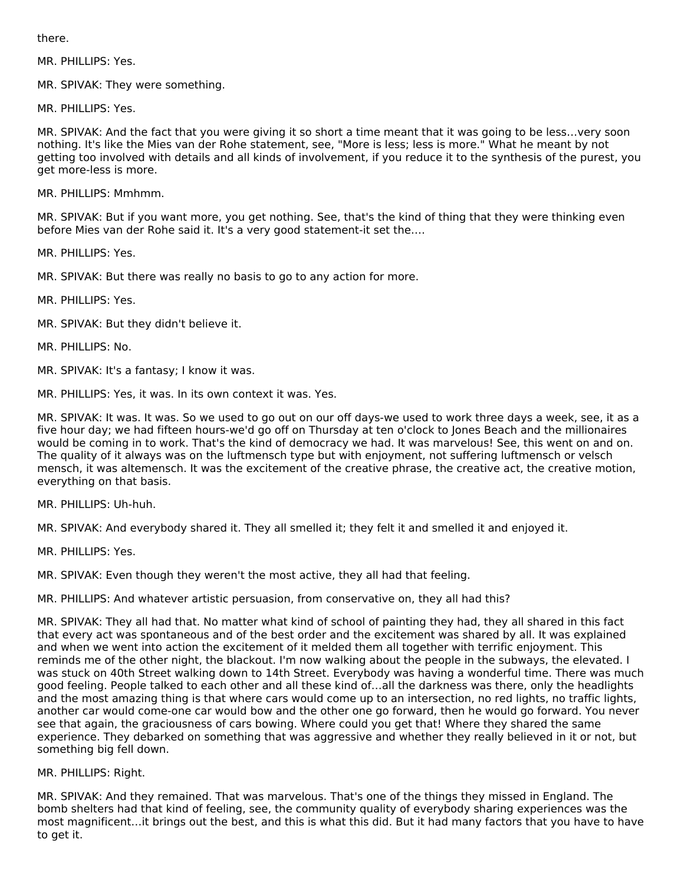there.

MR. PHILLIPS: Yes.

MR. SPIVAK: They were something.

MR. PHILLIPS: Yes.

MR. SPIVAK: And the fact that you were giving it so short a time meant that it was going to be less…very soon nothing. It's like the Mies van der Rohe statement, see, "More is less; less is more." What he meant by not getting too involved with details and all kinds of involvement, if you reduce it to the synthesis of the purest, you get more-less is more.

MR. PHILLIPS: Mmhmm.

MR. SPIVAK: But if you want more, you get nothing. See, that's the kind of thing that they were thinking even before Mies van der Rohe said it. It's a very good statement-it set the….

MR. PHILLIPS: Yes.

MR. SPIVAK: But there was really no basis to go to any action for more.

MR. PHILLIPS: Yes.

MR. SPIVAK: But they didn't believe it.

MR. PHILLIPS: No.

MR. SPIVAK: It's a fantasy; I know it was.

MR. PHILLIPS: Yes, it was. In its own context it was. Yes.

MR. SPIVAK: It was. It was. So we used to go out on our off days-we used to work three days a week, see, it as a five hour day; we had fifteen hours-we'd go off on Thursday at ten o'clock to Jones Beach and the millionaires would be coming in to work. That's the kind of democracy we had. It was marvelous! See, this went on and on. The quality of it always was on the luftmensch type but with enjoyment, not suffering luftmensch or velsch mensch, it was altemensch. It was the excitement of the creative phrase, the creative act, the creative motion, everything on that basis.

MR. PHILLIPS: Uh-huh.

MR. SPIVAK: And everybody shared it. They all smelled it; they felt it and smelled it and enjoyed it.

MR. PHILLIPS: Yes.

MR. SPIVAK: Even though they weren't the most active, they all had that feeling.

MR. PHILLIPS: And whatever artistic persuasion, from conservative on, they all had this?

MR. SPIVAK: They all had that. No matter what kind of school of painting they had, they all shared in this fact that every act was spontaneous and of the best order and the excitement was shared by all. It was explained and when we went into action the excitement of it melded them all together with terrific enjoyment. This reminds me of the other night, the blackout. I'm now walking about the people in the subways, the elevated. I was stuck on 40th Street walking down to 14th Street. Everybody was having a wonderful time. There was much good feeling. People talked to each other and all these kind of…all the darkness was there, only the headlights and the most amazing thing is that where cars would come up to an intersection, no red lights, no traffic lights, another car would come-one car would bow and the other one go forward, then he would go forward. You never see that again, the graciousness of cars bowing. Where could you get that! Where they shared the same experience. They debarked on something that was aggressive and whether they really believed in it or not, but something big fell down.

MR. PHILLIPS: Right.

MR. SPIVAK: And they remained. That was marvelous. That's one of the things they missed in England. The bomb shelters had that kind of feeling, see, the community quality of everybody sharing experiences was the most magnificent…it brings out the best, and this is what this did. But it had many factors that you have to have to get it.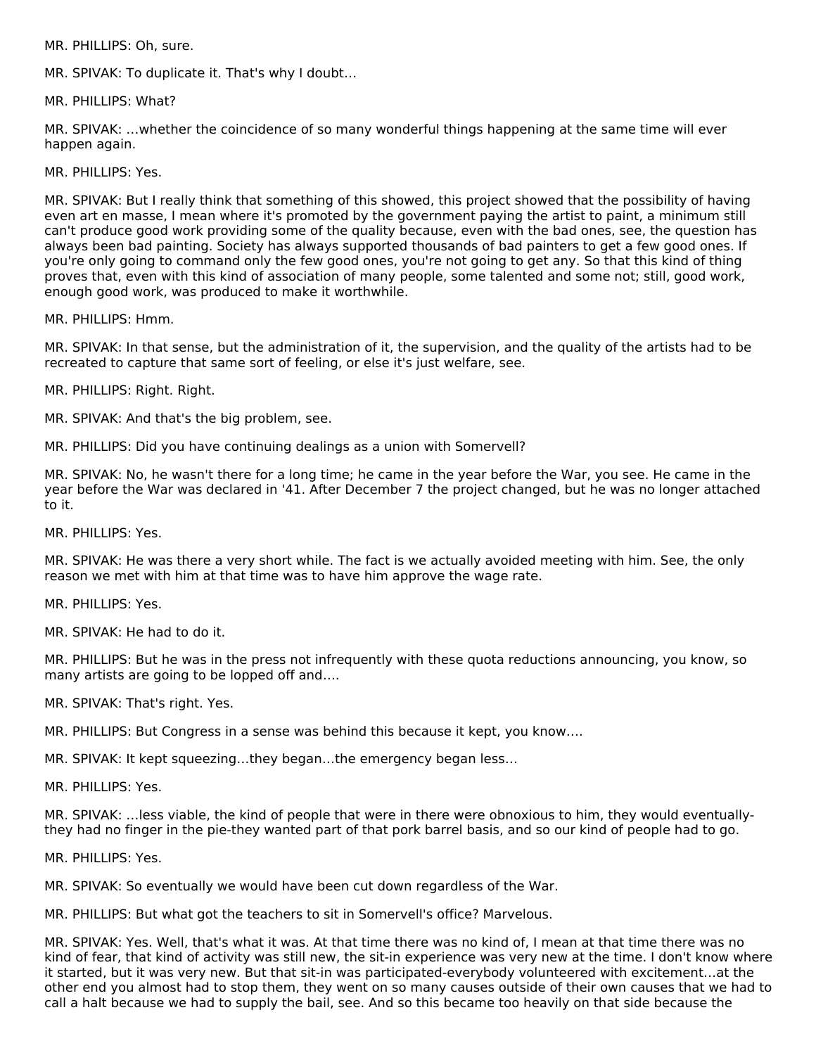MR. PHILLIPS: Oh, sure.

MR. SPIVAK: To duplicate it. That's why I doubt…

MR. PHILLIPS: What?

MR. SPIVAK: …whether the coincidence of so many wonderful things happening at the same time will ever happen again.

MR. PHILLIPS: Yes.

MR. SPIVAK: But I really think that something of this showed, this project showed that the possibility of having even art en masse, I mean where it's promoted by the government paying the artist to paint, a minimum still can't produce good work providing some of the quality because, even with the bad ones, see, the question has always been bad painting. Society has always supported thousands of bad painters to get a few good ones. If you're only going to command only the few good ones, you're not going to get any. So that this kind of thing proves that, even with this kind of association of many people, some talented and some not; still, good work, enough good work, was produced to make it worthwhile.

MR. PHILLIPS: Hmm.

MR. SPIVAK: In that sense, but the administration of it, the supervision, and the quality of the artists had to be recreated to capture that same sort of feeling, or else it's just welfare, see.

MR. PHILLIPS: Right. Right.

MR. SPIVAK: And that's the big problem, see.

MR. PHILLIPS: Did you have continuing dealings as a union with Somervell?

MR. SPIVAK: No, he wasn't there for a long time; he came in the year before the War, you see. He came in the year before the War was declared in '41. After December 7 the project changed, but he was no longer attached to it.

MR. PHILLIPS: Yes.

MR. SPIVAK: He was there a very short while. The fact is we actually avoided meeting with him. See, the only reason we met with him at that time was to have him approve the wage rate.

MR. PHILLIPS: Yes.

MR. SPIVAK: He had to do it.

MR. PHILLIPS: But he was in the press not infrequently with these quota reductions announcing, you know, so many artists are going to be lopped off and….

MR. SPIVAK: That's right. Yes.

MR. PHILLIPS: But Congress in a sense was behind this because it kept, you know….

MR. SPIVAK: It kept squeezing…they began…the emergency began less…

MR. PHILLIPS: Yes.

MR. SPIVAK: …less viable, the kind of people that were in there were obnoxious to him, they would eventually-they had no finger in the pie-they wanted part of that pork barrel basis, and so our kind of people had to go.

MR. PHILLIPS: Yes.

MR. SPIVAK: So eventually we would have been cut down regardless of the War.

MR. PHILLIPS: But what got the teachers to sit in Somervell's office? Marvelous.

MR. SPIVAK: Yes. Well, that's what it was. At that time there was no kind of, I mean at that time there was no kind of fear, that kind of activity was still new, the sit-in experience was very new at the time. I don't know where it started, but it was very new. But that sit-in was participated-everybody volunteered with excitement…at the other end you almost had to stop them, they went on so many causes outside of their own causes that we had to call a halt because we had to supply the bail, see. And so this became too heavily on that side because the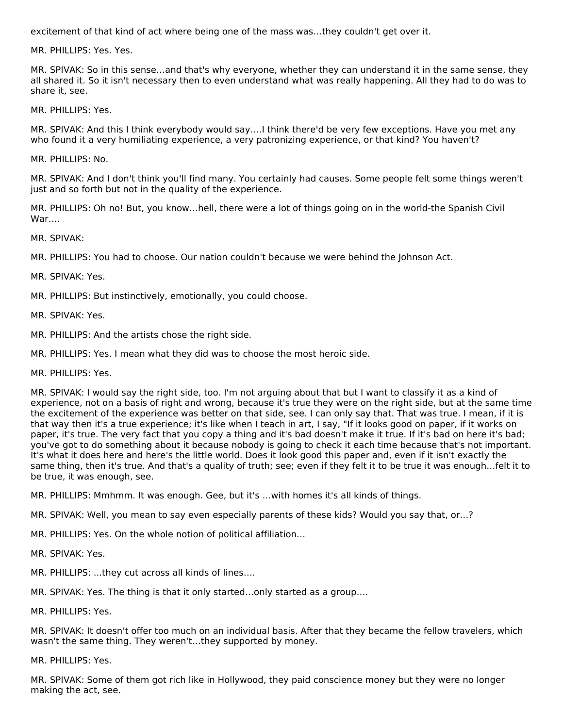excitement of that kind of act where being one of the mass was…they couldn't get over it.

MR. PHILLIPS: Yes. Yes.

MR. SPIVAK: So in this sense…and that's why everyone, whether they can understand it in the same sense, they all shared it. So it isn't necessary then to even understand what was really happening. All they had to do was to share it, see.

MR. PHILLIPS: Yes.

MR. SPIVAK: And this I think everybody would say….I think there'd be very few exceptions. Have you met any who found it a very humiliating experience, a very patronizing experience, or that kind? You haven't?

MR. PHILLIPS: No.

MR. SPIVAK: And I don't think you'll find many. You certainly had causes. Some people felt some things weren't just and so forth but not in the quality of the experience.

MR. PHILLIPS: Oh no! But, you know…hell, there were a lot of things going on in the world-the Spanish Civil War….

MR. SPIVAK:

MR. PHILLIPS: You had to choose. Our nation couldn't because we were behind the Johnson Act.

MR. SPIVAK: Yes.

MR. PHILLIPS: But instinctively, emotionally, you could choose.

MR. SPIVAK: Yes.

MR. PHILLIPS: And the artists chose the right side.

MR. PHILLIPS: Yes. I mean what they did was to choose the most heroic side.

MR. PHILLIPS: Yes.

MR. SPIVAK: I would say the right side, too. I'm not arguing about that but I want to classify it as a kind of experience, not on a basis of right and wrong, because it's true they were on the right side, but at the same time the excitement of the experience was better on that side, see. I can only say that. That was true. I mean, if it is that way then it's a true experience; it's like when I teach in art, I say, "If it looks good on paper, if it works on paper, it's true. The very fact that you copy a thing and it's bad doesn't make it true. If it's bad on here it's bad; you've got to do something about it because nobody is going to check it each time because that's not important. It's what it does here and here's the little world. Does it look good this paper and, even if it isn't exactly the same thing, then it's true. And that's a quality of truth; see; even if they felt it to be true it was enough…felt it to be true, it was enough, see.

MR. PHILLIPS: Mmhmm. It was enough. Gee, but it's …with homes it's all kinds of things.

MR. SPIVAK: Well, you mean to say even especially parents of these kids? Would you say that, or…?

MR. PHILLIPS: Yes. On the whole notion of political affiliation…

MR. SPIVAK: Yes.

MR. PHILLIPS: ...they cut across all kinds of lines….

MR. SPIVAK: Yes. The thing is that it only started…only started as a group….

MR. PHILLIPS: Yes.

MR. SPIVAK: It doesn't offer too much on an individual basis. After that they became the fellow travelers, which wasn't the same thing. They weren't…they supported by money.

MR. PHILLIPS: Yes.

MR. SPIVAK: Some of them got rich like in Hollywood, they paid conscience money but they were no longer making the act, see.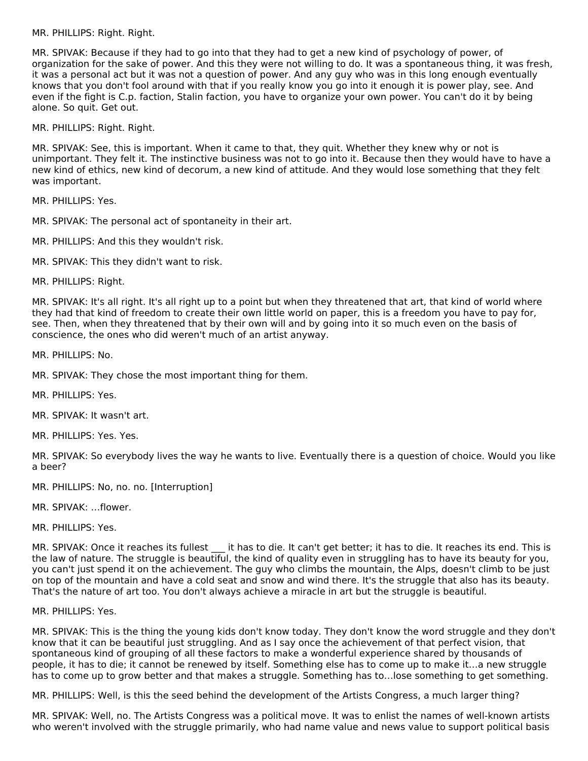MR. PHILLIPS: Right. Right.

MR. SPIVAK: Because if they had to go into that they had to get a new kind of psychology of power, of organization for the sake of power. And this they were not willing to do. It was a spontaneous thing, it was fresh, it was a personal act but it was not a question of power. And any guy who was in this long enough eventually knows that you don't fool around with that if you really know you go into it enough it is power play, see. And even if the fight is C.p. faction, Stalin faction, you have to organize your own power. You can't do it by being alone. So quit. Get out.

MR. PHILLIPS: Right. Right.

MR. SPIVAK: See, this is important. When it came to that, they quit. Whether they knew why or not is unimportant. They felt it. The instinctive business was not to go into it. Because then they would have to have a new kind of ethics, new kind of decorum, a new kind of attitude. And they would lose something that they felt was important.

MR. PHILLIPS: Yes.

MR. SPIVAK: The personal act of spontaneity in their art.

MR. PHILLIPS: And this they wouldn't risk.

MR. SPIVAK: This they didn't want to risk.

MR. PHILLIPS: Right.

MR. SPIVAK: It's all right. It's all right up to a point but when they threatened that art, that kind of world where they had that kind of freedom to create their own little world on paper, this is a freedom you have to pay for, see. Then, when they threatened that by their own will and by going into it so much even on the basis of conscience, the ones who did weren't much of an artist anyway.

MR. PHILLIPS: No.

MR. SPIVAK: They chose the most important thing for them.

MR. PHILLIPS: Yes.

MR. SPIVAK: It wasn't art.

MR. PHILLIPS: Yes. Yes.

MR. SPIVAK: So everybody lives the way he wants to live. Eventually there is a question of choice. Would you like a beer?

MR. PHILLIPS: No, no. no. [Interruption]

MR. SPIVAK: ...flower.

MR. PHILLIPS: Yes.

MR. SPIVAK: Once it reaches its fullest ___ it has to die. It can't get better; it has to die. It reaches its end. This is the law of nature. The struggle is beautiful, the kind of quality even in struggling has to have its beauty for you, you can't just spend it on the achievement. The guy who climbs the mountain, the Alps, doesn't climb to be just on top of the mountain and have a cold seat and snow and wind there. It's the struggle that also has its beauty. That's the nature of art too. You don't always achieve a miracle in art but the struggle is beautiful.

MR. PHILLIPS: Yes.

MR. SPIVAK: This is the thing the young kids don't know today. They don't know the word struggle and they don't know that it can be beautiful just struggling. And as I say once the achievement of that perfect vision, that spontaneous kind of grouping of all these factors to make a wonderful experience shared by thousands of people, it has to die; it cannot be renewed by itself. Something else has to come up to make it...a new struggle has to come up to grow better and that makes a struggle. Something has to...lose something to get something.

MR. PHILLIPS: Well, is this the seed behind the development of the Artists Congress, a much larger thing?

MR. SPIVAK: Well, no. The Artists Congress was a political move. It was to enlist the names of well-known artists who weren't involved with the struggle primarily, who had name value and news value to support political basis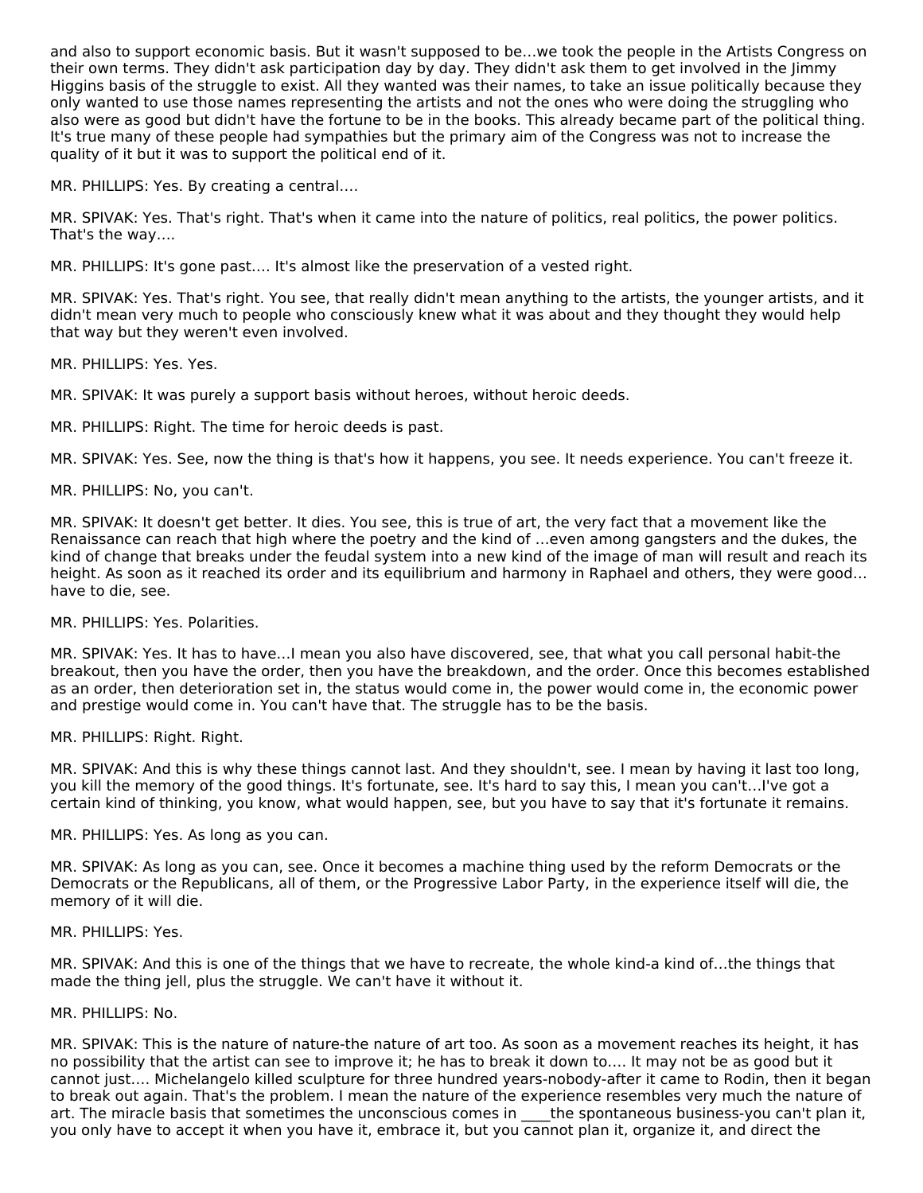and also to support economic basis. But it wasn't supposed to be…we took the people in the Artists Congress on their own terms. They didn't ask participation day by day. They didn't ask them to get involved in the Jimmy Higgins basis of the struggle to exist. All they wanted was their names, to take an issue politically because they only wanted to use those names representing the artists and not the ones who were doing the struggling who also were as good but didn't have the fortune to be in the books. This already became part of the political thing. It's true many of these people had sympathies but the primary aim of the Congress was not to increase the quality of it but it was to support the political end of it.

MR. PHILLIPS: Yes. By creating a central….

MR. SPIVAK: Yes. That's right. That's when it came into the nature of politics, real politics, the power politics. That's the way….

MR. PHILLIPS: It's gone past…. It's almost like the preservation of a vested right.

MR. SPIVAK: Yes. That's right. You see, that really didn't mean anything to the artists, the younger artists, and it didn't mean very much to people who consciously knew what it was about and they thought they would help that way but they weren't even involved.

MR. PHILLIPS: Yes. Yes.

MR. SPIVAK: It was purely a support basis without heroes, without heroic deeds.

MR. PHILLIPS: Right. The time for heroic deeds is past.

MR. SPIVAK: Yes. See, now the thing is that's how it happens, you see. It needs experience. You can't freeze it.

MR. PHILLIPS: No, you can't.

MR. SPIVAK: It doesn't get better. It dies. You see, this is true of art, the very fact that a movement like the Renaissance can reach that high where the poetry and the kind of …even among gangsters and the dukes, the kind of change that breaks under the feudal system into a new kind of the image of man will result and reach its height. As soon as it reached its order and its equilibrium and harmony in Raphael and others, they were good… have to die, see.

MR. PHILLIPS: Yes. Polarities.

MR. SPIVAK: Yes. It has to have…I mean you also have discovered, see, that what you call personal habit-the breakout, then you have the order, then you have the breakdown, and the order. Once this becomes established as an order, then deterioration set in, the status would come in, the power would come in, the economic power and prestige would come in. You can't have that. The struggle has to be the basis.

MR. PHILLIPS: Right. Right.

MR. SPIVAK: And this is why these things cannot last. And they shouldn't, see. I mean by having it last too long, you kill the memory of the good things. It's fortunate, see. It's hard to say this, I mean you can't…I've got a certain kind of thinking, you know, what would happen, see, but you have to say that it's fortunate it remains.

MR. PHILLIPS: Yes. As long as you can.

MR. SPIVAK: As long as you can, see. Once it becomes a machine thing used by the reform Democrats or the Democrats or the Republicans, all of them, or the Progressive Labor Party, in the experience itself will die, the memory of it will die.

MR. PHILLIPS: Yes.

MR. SPIVAK: And this is one of the things that we have to recreate, the whole kind-a kind of…the things that made the thing jell, plus the struggle. We can't have it without it.

MR. PHILLIPS: No.

MR. SPIVAK: This is the nature of nature-the nature of art too. As soon as a movement reaches its height, it has no possibility that the artist can see to improve it; he has to break it down to…. It may not be as good but it cannot just…. Michelangelo killed sculpture for three hundred years-nobody-after it came to Rodin, then it began to break out again. That's the problem. I mean the nature of the experience resembles very much the nature of art. The miracle basis that sometimes the unconscious comes in ____the spontaneous business-you can't plan it, you only have to accept it when you have it, embrace it, but you cannot plan it, organize it, and direct the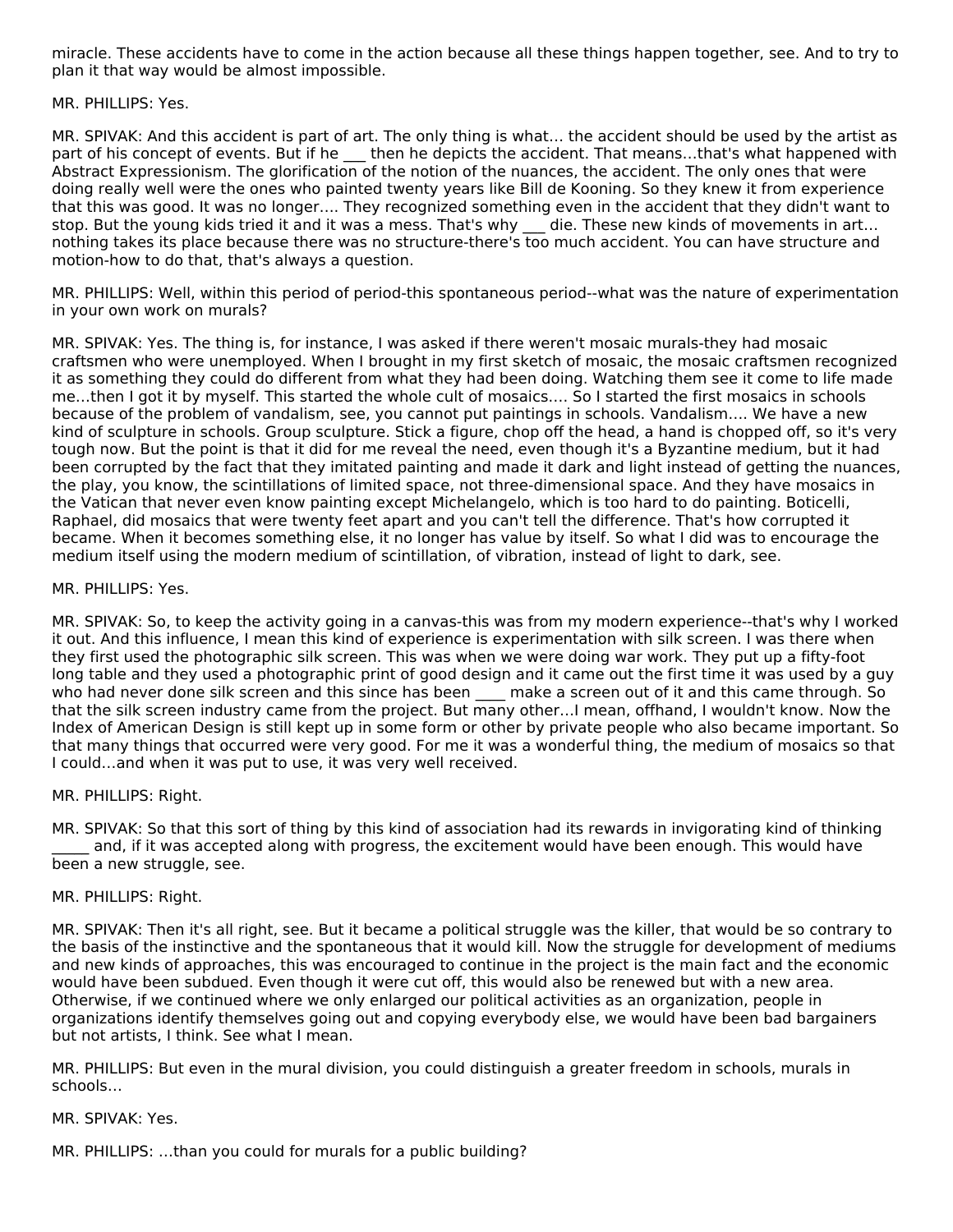miracle. These accidents have to come in the action because all these things happen together, see. And to try to plan it that way would be almost impossible.

MR. PHILLIPS: Yes.

MR. SPIVAK: And this accident is part of art. The only thing is what… the accident should be used by the artist as part of his concept of events. But if he ___ then he depicts the accident. That means…that's what happened with Abstract Expressionism. The glorification of the notion of the nuances, the accident. The only ones that were doing really well were the ones who painted twenty years like Bill de Kooning. So they knew it from experience that this was good. It was no longer…. They recognized something even in the accident that they didn't want to stop. But the young kids tried it and it was a mess. That's why ___ die. These new kinds of movements in art… nothing takes its place because there was no structure-there's too much accident. You can have structure and motion-how to do that, that's always a question.

MR. PHILLIPS: Well, within this period of period-this spontaneous period--what was the nature of experimentation in your own work on murals?

MR. SPIVAK: Yes. The thing is, for instance, I was asked if there weren't mosaic murals-they had mosaic craftsmen who were unemployed. When I brought in my first sketch of mosaic, the mosaic craftsmen recognized it as something they could do different from what they had been doing. Watching them see it come to life made me…then I got it by myself. This started the whole cult of mosaics…. So I started the first mosaics in schools because of the problem of vandalism, see, you cannot put paintings in schools. Vandalism…. We have a new kind of sculpture in schools. Group sculpture. Stick a figure, chop off the head, a hand is chopped off, so it's very tough now. But the point is that it did for me reveal the need, even though it's a Byzantine medium, but it had been corrupted by the fact that they imitated painting and made it dark and light instead of getting the nuances, the play, you know, the scintillations of limited space, not three-dimensional space. And they have mosaics in the Vatican that never even know painting except Michelangelo, which is too hard to do painting. Boticelli, Raphael, did mosaics that were twenty feet apart and you can't tell the difference. That's how corrupted it became. When it becomes something else, it no longer has value by itself. So what I did was to encourage the medium itself using the modern medium of scintillation, of vibration, instead of light to dark, see.

MR. PHILLIPS: Yes.

MR. SPIVAK: So, to keep the activity going in a canvas-this was from my modern experience--that's why I worked it out. And this influence, I mean this kind of experience is experimentation with silk screen. I was there when they first used the photographic silk screen. This was when we were doing war work. They put up a fifty-foot long table and they used a photographic print of good design and it came out the first time it was used by a guy who had never done silk screen and this since has been ____ make a screen out of it and this came through. So that the silk screen industry came from the project. But many other…I mean, offhand, I wouldn't know. Now the Index of American Design is still kept up in some form or other by private people who also became important. So that many things that occurred were very good. For me it was a wonderful thing, the medium of mosaics so that I could…and when it was put to use, it was very well received.

MR. PHILLIPS: Right.

MR. SPIVAK: So that this sort of thing by this kind of association had its rewards in invigorating kind of thinking _____ and, if it was accepted along with progress, the excitement would have been enough. This would have been a new struggle, see.

MR. PHILLIPS: Right.

MR. SPIVAK: Then it's all right, see. But it became a political struggle was the killer, that would be so contrary to the basis of the instinctive and the spontaneous that it would kill. Now the struggle for development of mediums and new kinds of approaches, this was encouraged to continue in the project is the main fact and the economic would have been subdued. Even though it were cut off, this would also be renewed but with a new area. Otherwise, if we continued where we only enlarged our political activities as an organization, people in organizations identify themselves going out and copying everybody else, we would have been bad bargainers but not artists, I think. See what I mean.

MR. PHILLIPS: But even in the mural division, you could distinguish a greater freedom in schools, murals in schools…

MR. SPIVAK: Yes.

MR. PHILLIPS: …than you could for murals for a public building?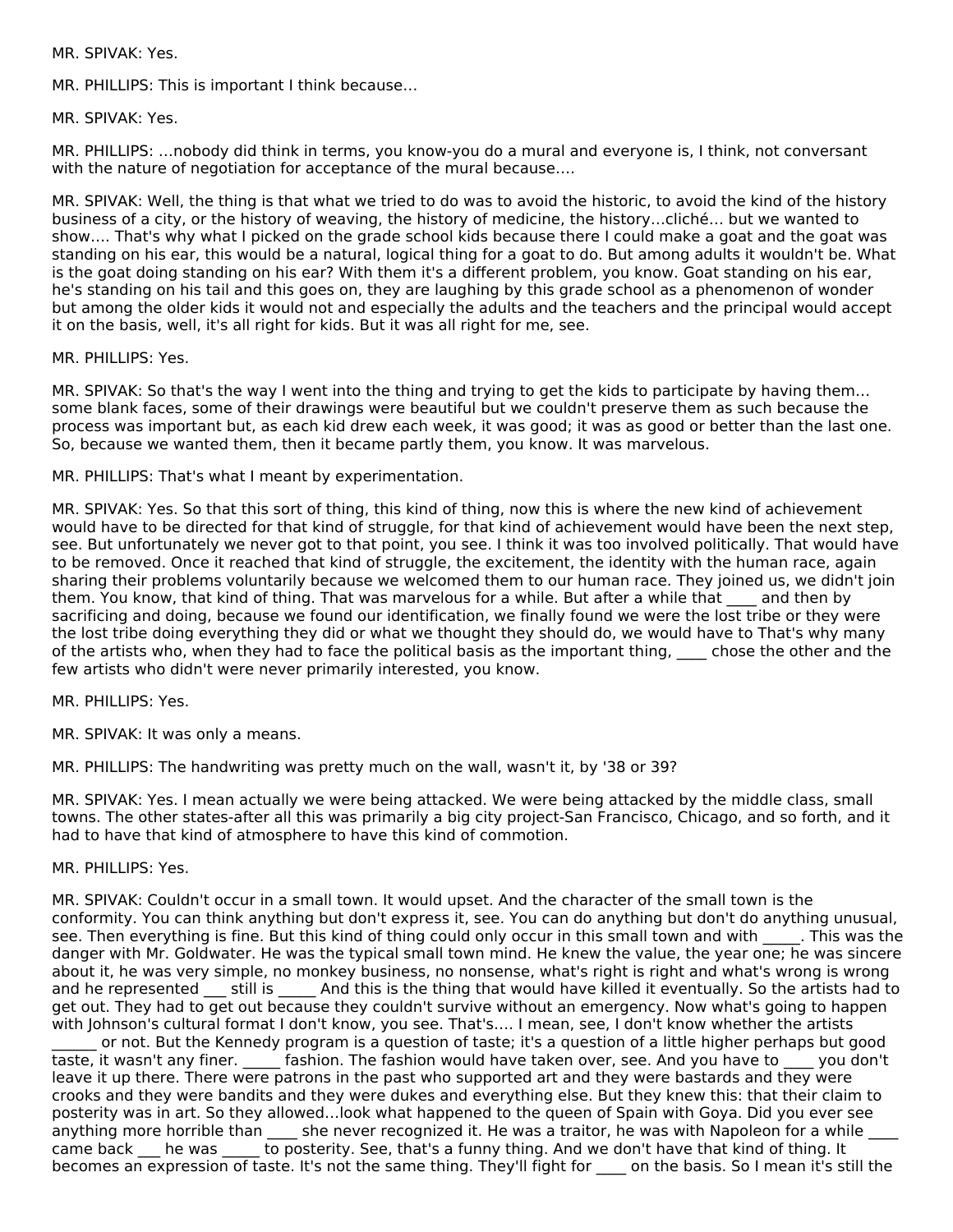MR. SPIVAK: Yes.

MR. PHILLIPS: This is important I think because…

MR. SPIVAK: Yes.

MR. PHILLIPS: …nobody did think in terms, you know-you do a mural and everyone is, I think, not conversant with the nature of negotiation for acceptance of the mural because….

MR. SPIVAK: Well, the thing is that what we tried to do was to avoid the historic, to avoid the kind of the history business of a city, or the history of weaving, the history of medicine, the history…cliché… but we wanted to show…. That's why what I picked on the grade school kids because there I could make a goat and the goat was standing on his ear, this would be a natural, logical thing for a goat to do. But among adults it wouldn't be. What is the goat doing standing on his ear? With them it's a different problem, you know. Goat standing on his ear, he's standing on his tail and this goes on, they are laughing by this grade school as a phenomenon of wonder but among the older kids it would not and especially the adults and the teachers and the principal would accept it on the basis, well, it's all right for kids. But it was all right for me, see.

MR. PHILLIPS: Yes.

MR. SPIVAK: So that's the way I went into the thing and trying to get the kids to participate by having them… some blank faces, some of their drawings were beautiful but we couldn't preserve them as such because the process was important but, as each kid drew each week, it was good; it was as good or better than the last one. So, because we wanted them, then it became partly them, you know. It was marvelous.

MR. PHILLIPS: That's what I meant by experimentation.

MR. SPIVAK: Yes. So that this sort of thing, this kind of thing, now this is where the new kind of achievement would have to be directed for that kind of struggle, for that kind of achievement would have been the next step, see. But unfortunately we never got to that point, you see. I think it was too involved politically. That would have to be removed. Once it reached that kind of struggle, the excitement, the identity with the human race, again sharing their problems voluntarily because we welcomed them to our human race. They joined us, we didn't join them. You know, that kind of thing. That was marvelous for a while. But after a while that ____ and then by sacrificing and doing, because we found our identification, we finally found we were the lost tribe or they were the lost tribe doing everything they did or what we thought they should do, we would have to That's why many of the artists who, when they had to face the political basis as the important thing, ____ chose the other and the few artists who didn't were never primarily interested, you know.

MR. PHILLIPS: Yes.

MR. SPIVAK: It was only a means.

MR. PHILLIPS: The handwriting was pretty much on the wall, wasn't it, by '38 or 39?

MR. SPIVAK: Yes. I mean actually we were being attacked. We were being attacked by the middle class, small towns. The other states-after all this was primarily a big city project-San Francisco, Chicago, and so forth, and it had to have that kind of atmosphere to have this kind of commotion.

MR. PHILLIPS: Yes.

MR. SPIVAK: Couldn't occur in a small town. It would upset. And the character of the small town is the conformity. You can think anything but don't express it, see. You can do anything but don't do anything unusual, see. Then everything is fine. But this kind of thing could only occur in this small town and with _____. This was the danger with Mr. Goldwater. He was the typical small town mind. He knew the value, the year one; he was sincere about it, he was very simple, no monkey business, no nonsense, what's right is right and what's wrong is wrong and he represented ___ still is _____ And this is the thing that would have killed it eventually. So the artists had to get out. They had to get out because they couldn't survive without an emergency. Now what's going to happen with Johnson's cultural format I don't know, you see. That's…. I mean, see, I don't know whether the artists ______ or not. But the Kennedy program is a question of taste; it's a question of a little higher perhaps but good taste, it wasn't any finer. _____ fashion. The fashion would have taken over, see. And you have to ____ you don't leave it up there. There were patrons in the past who supported art and they were bastards and they were crooks and they were bandits and they were dukes and everything else. But they knew this: that their claim to posterity was in art. So they allowed…look what happened to the queen of Spain with Goya. Did you ever see anything more horrible than ____ she never recognized it. He was a traitor, he was with Napoleon for a while ____ came back ___ he was _____ to posterity. See, that's a funny thing. And we don't have that kind of thing. It becomes an expression of taste. It's not the same thing. They'll fight for ____ on the basis. So I mean it's still the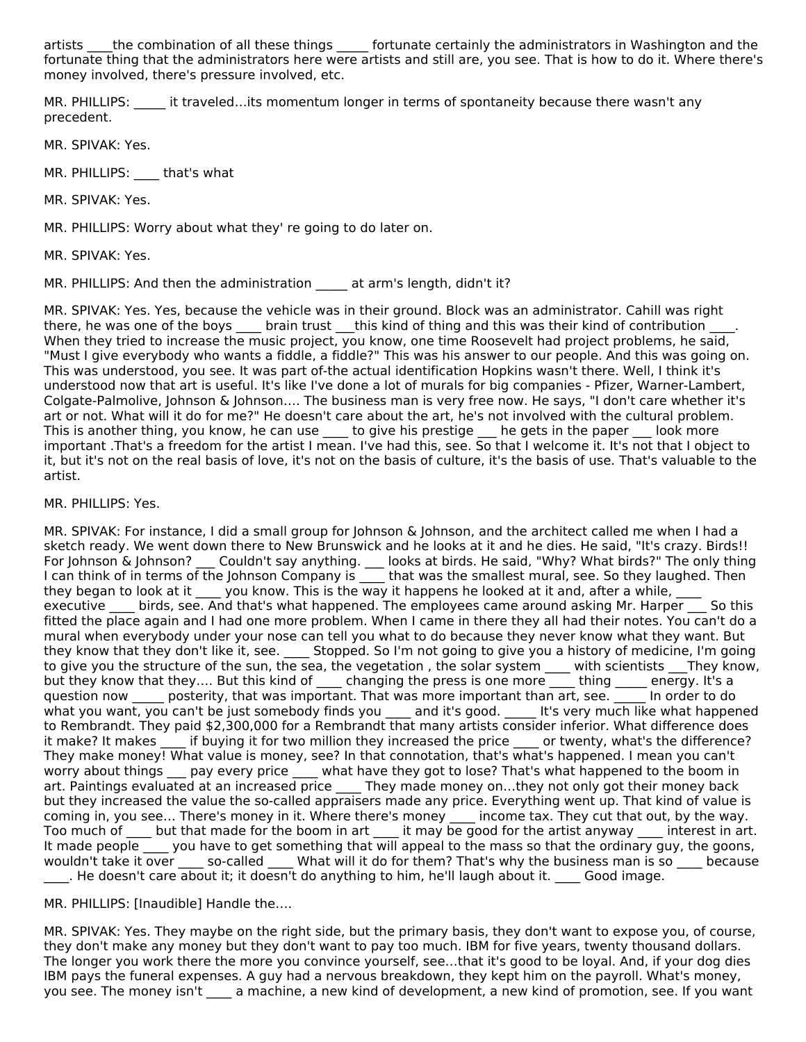artists ____the combination of all these things _____ fortunate certainly the administrators in Washington and the fortunate thing that the administrators here were artists and still are, you see. That is how to do it. Where there's money involved, there's pressure involved, etc.

MR. PHILLIPS: _____ it traveled…its momentum longer in terms of spontaneity because there wasn't any precedent.

MR. SPIVAK: Yes.

MR. PHILLIPS: ____ that's what

MR. SPIVAK: Yes.

MR. PHILLIPS: Worry about what they' re going to do later on.

MR. SPIVAK: Yes.

MR. PHILLIPS: And then the administration _____ at arm's length, didn't it?

MR. SPIVAK: Yes. Yes, because the vehicle was in their ground. Block was an administrator. Cahill was right there, he was one of the boys ____ brain trust ___this kind of thing and this was their kind of contribution ____. When they tried to increase the music project, you know, one time Roosevelt had project problems, he said, "Must I give everybody who wants a fiddle, a fiddle?" This was his answer to our people. And this was going on. This was understood, you see. It was part of-the actual identification Hopkins wasn't there. Well, I think it's understood now that art is useful. It's like I've done a lot of murals for big companies - Pfizer, Warner-Lambert, Colgate-Palmolive, Johnson & Johnson…. The business man is very free now. He says, "I don't care whether it's art or not. What will it do for me?" He doesn't care about the art, he's not involved with the cultural problem. This is another thing, you know, he can use ____ to give his prestige ___ he gets in the paper ___ look more important .That's a freedom for the artist I mean. I've had this, see. So that I welcome it. It's not that I object to it, but it's not on the real basis of love, it's not on the basis of culture, it's the basis of use. That's valuable to the artist.

MR. PHILLIPS: Yes.

MR. SPIVAK: For instance, I did a small group for Johnson & Johnson, and the architect called me when I had a sketch ready. We went down there to New Brunswick and he looks at it and he dies. He said, "It's crazy. Birds!! For Johnson & Johnson? ___ Couldn't say anything. ___ looks at birds. He said, "Why? What birds?" The only thing I can think of in terms of the Johnson Company is ____ that was the smallest mural, see. So they laughed. Then they began to look at it _____ you know. This is the way it happens he looked at it and, after a while, ____ executive ____ birds, see. And that's what happened. The employees came around asking Mr. Harper ___ So this fitted the place again and I had one more problem. When I came in there they all had their notes. You can't do a mural when everybody under your nose can tell you what to do because they never know what they want. But they know that they don't like it, see. ____ Stopped. So I'm not going to give you a history of medicine, I'm going to give you the structure of the sun, the sea, the vegetation , the solar system ____ with scientists ___They know, but they know that they…. But this kind of ____ changing the press is one more ____ thing _____ energy. It's a question now _____ posterity, that was important. That was more important than art, see. _____ In order to do what you want, you can't be just somebody finds you ____ and it's good. _____ It's very much like what happened to Rembrandt. They paid $2,300,000 for a Rembrandt that many artists consider inferior. What difference does it make? It makes ____ if buying it for two million they increased the price ____ or twenty, what's the difference? They make money! What value is money, see? In that connotation, that's what's happened. I mean you can't worry about things ___ pay every price ____ what have they got to lose? That's what happened to the boom in art. Paintings evaluated at an increased price ____ They made money on…they not only got their money back but they increased the value the so-called appraisers made any price. Everything went up. That kind of value is coming in, you see… There's money in it. Where there's money ____ income tax. They cut that out, by the way. Too much of ____ but that made for the boom in art ____ it may be good for the artist anyway ____ interest in art. It made people ____ you have to get something that will appeal to the mass so that the ordinary guy, the goons, wouldn't take it over ____ so-called ____ What will it do for them? That's why the business man is so ____ because ____. He doesn't care about it; it doesn't do anything to him, he'll laugh about it. ____ Good image.

MR. PHILLIPS: [Inaudible] Handle the….

MR. SPIVAK: Yes. They maybe on the right side, but the primary basis, they don't want to expose you, of course, they don't make any money but they don't want to pay too much. IBM for five years, twenty thousand dollars. The longer you work there the more you convince yourself, see…that it's good to be loyal. And, if your dog dies IBM pays the funeral expenses. A guy had a nervous breakdown, they kept him on the payroll. What's money, you see. The money isn't ____ a machine, a new kind of development, a new kind of promotion, see. If you want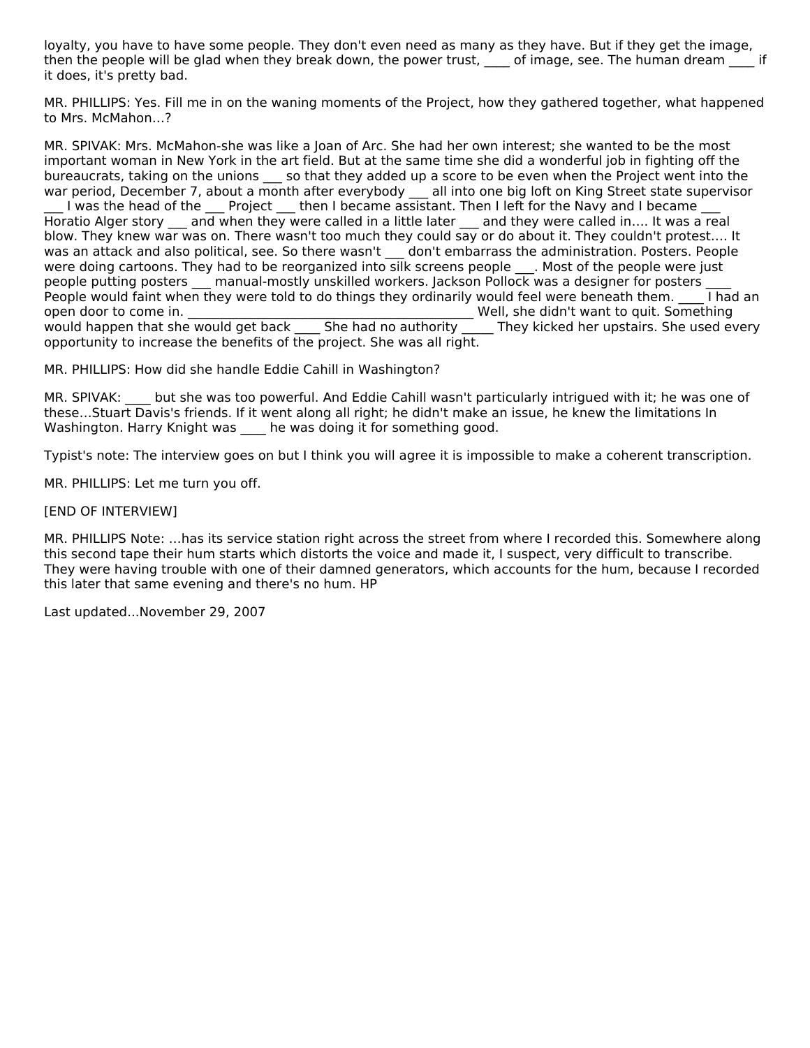loyalty, you have to have some people. They don't even need as many as they have. But if they get the image, then the people will be glad when they break down, the power trust, ____ of image, see. The human dream ____ if it does, it's pretty bad.

MR. PHILLIPS: Yes. Fill me in on the waning moments of the Project, how they gathered together, what happened to Mrs. McMahon…?

MR. SPIVAK: Mrs. McMahon-she was like a Joan of Arc. She had her own interest; she wanted to be the most important woman in New York in the art field. But at the same time she did a wonderful job in fighting off the bureaucrats, taking on the unions ___ so that they added up a score to be even when the Project went into the war period, December 7, about a month after everybody ___ all into one big loft on King Street state supervisor ___ I was the head of the ___ Project ___ then I became assistant. Then I left for the Navy and I became ___ Horatio Alger story ___ and when they were called in a little later ___ and they were called in…. It was a real blow. They knew war was on. There wasn't too much they could say or do about it. They couldn't protest…. It was an attack and also political, see. So there wasn't ___ don't embarrass the administration. Posters. People were doing cartoons. They had to be reorganized into silk screens people ___. Most of the people were just people putting posters ___ manual-mostly unskilled workers. Jackson Pollock was a designer for posters ____ People would faint when they were told to do things they ordinarily would feel were beneath them. ____ I had an open door to come in. ____________________________________________ Well, she didn't want to quit. Something would happen that she would get back ____ She had no authority _____ They kicked her upstairs. She used every opportunity to increase the benefits of the project. She was all right.

MR. PHILLIPS: How did she handle Eddie Cahill in Washington?

MR. SPIVAK: ____ but she was too powerful. And Eddie Cahill wasn't particularly intrigued with it; he was one of these…Stuart Davis's friends. If it went along all right; he didn't make an issue, he knew the limitations In Washington. Harry Knight was ____ he was doing it for something good.

Typist's note: The interview goes on but I think you will agree it is impossible to make a coherent transcription.

MR. PHILLIPS: Let me turn you off.

[END OF INTERVIEW]

MR. PHILLIPS Note: …has its service station right across the street from where I recorded this. Somewhere along this second tape their hum starts which distorts the voice and made it, I suspect, very difficult to transcribe. They were having trouble with one of their damned generators, which accounts for the hum, because I recorded this later that same evening and there's no hum. HP

Last updated...November 29, 2007